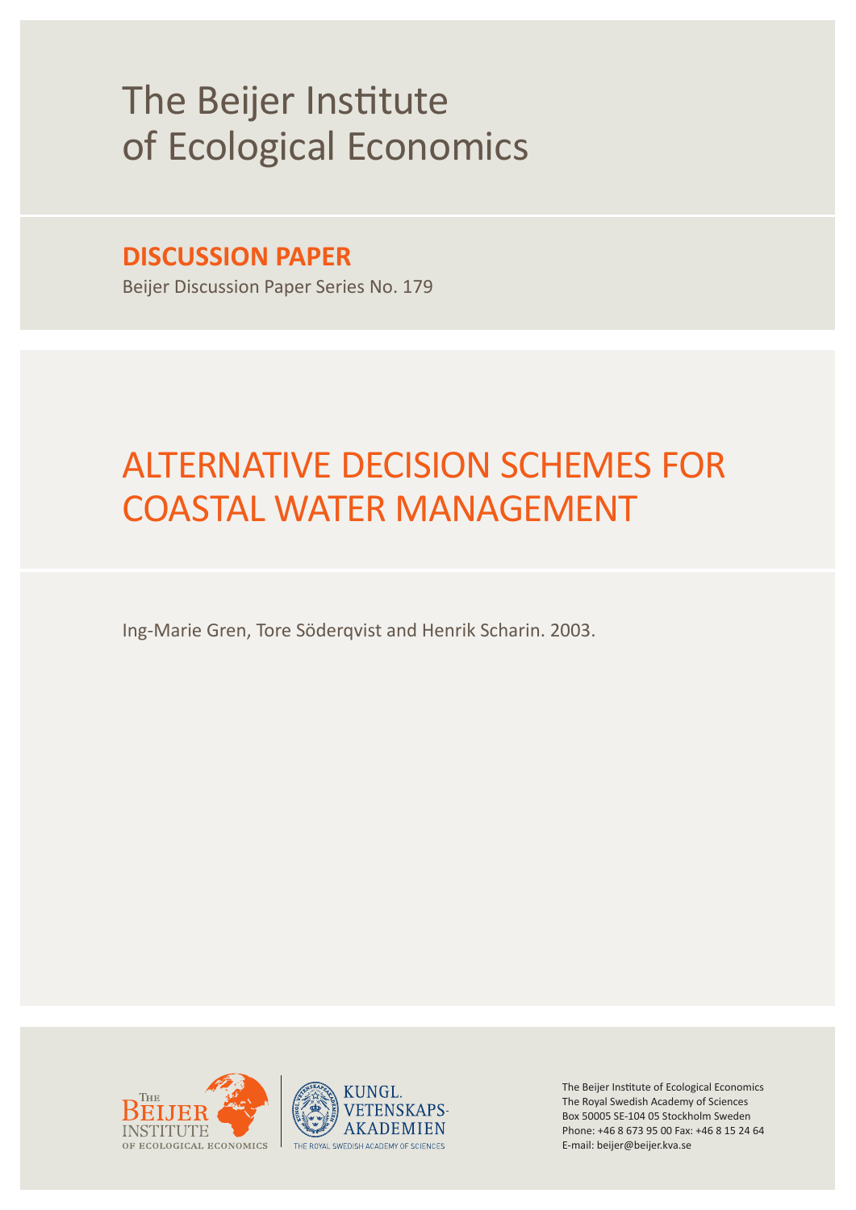# The Beijer Institute of Ecological Economics

## DISCUSSION PAPER

Beijer Discussion Paper Series No. 179

# ALTERNATIVE DECISION SCHEMES FOR COASTAL WATER MANAGEMENT

Ing-Marie Gren, Tore Söderqvist and Henrik Scharin. 2003.

The Beijer Institute of Ecological Economics
The Royal Swedish Academy of Sciences
Box 50005 SE-104 05 Stockholm Sweden
Phone: +46 8 673 95 00 Fax: +46 8 15 24 64
E-mail: beijer@beijer.kva.se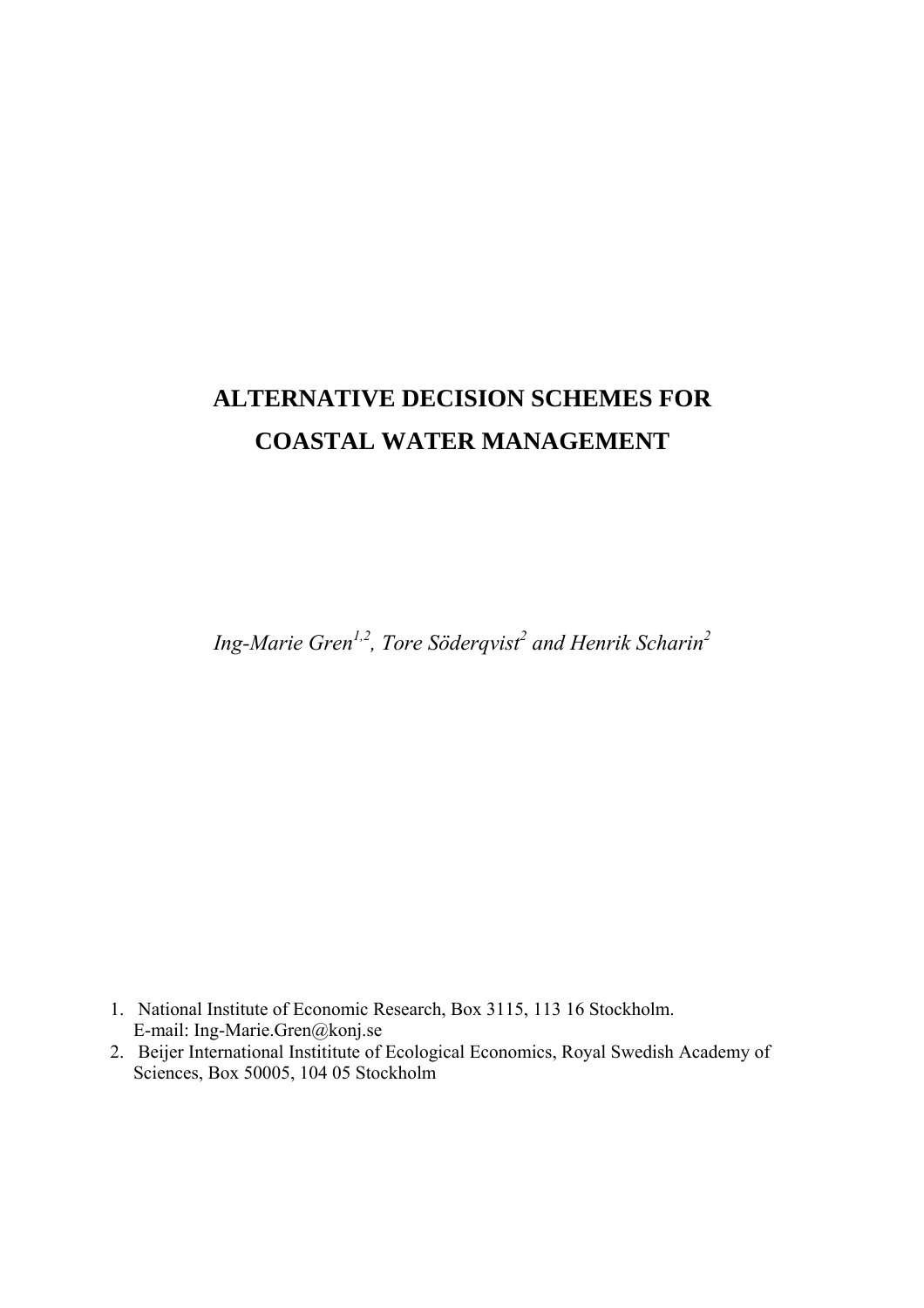# ALTERNATIVE DECISION SCHEMES FOR COASTAL WATER MANAGEMENT

*Ing-Marie Gren[1,2], Tore Söderqvist[2] and Henrik Scharin[2]*

1. National Institute of Economic Research, Box 3115, 113 16 Stockholm.
   E-mail: Ing-Marie.Gren@konj.se
2. Beijer International Instititute of Ecological Economics, Royal Swedish Academy of Sciences, Box 50005, 104 05 Stockholm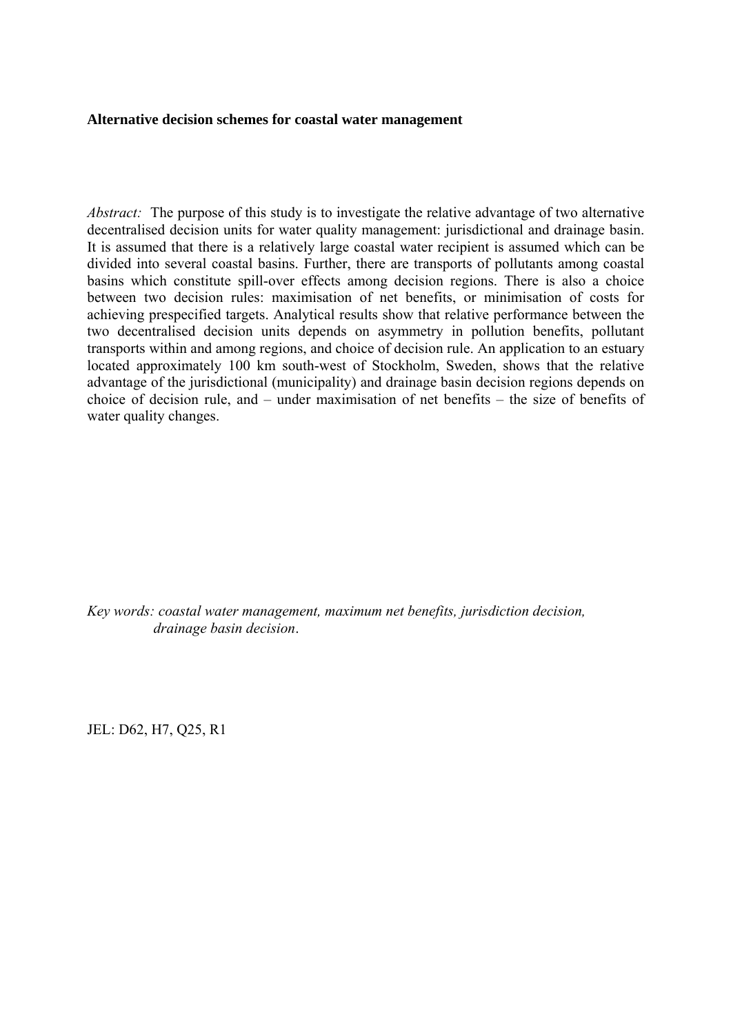**Alternative decision schemes for coastal water management**

*Abstract:* The purpose of this study is to investigate the relative advantage of two alternative decentralised decision units for water quality management: jurisdictional and drainage basin. It is assumed that there is a relatively large coastal water recipient is assumed which can be divided into several coastal basins. Further, there are transports of pollutants among coastal basins which constitute spill-over effects among decision regions. There is also a choice between two decision rules: maximisation of net benefits, or minimisation of costs for achieving prespecified targets. Analytical results show that relative performance between the two decentralised decision units depends on asymmetry in pollution benefits, pollutant transports within and among regions, and choice of decision rule. An application to an estuary located approximately 100 km south-west of Stockholm, Sweden, shows that the relative advantage of the jurisdictional (municipality) and drainage basin decision regions depends on choice of decision rule, and – under maximisation of net benefits – the size of benefits of water quality changes.

*Key words: coastal water management, maximum net benefits, jurisdiction decision, drainage basin decision*.

JEL: D62, H7, Q25, R1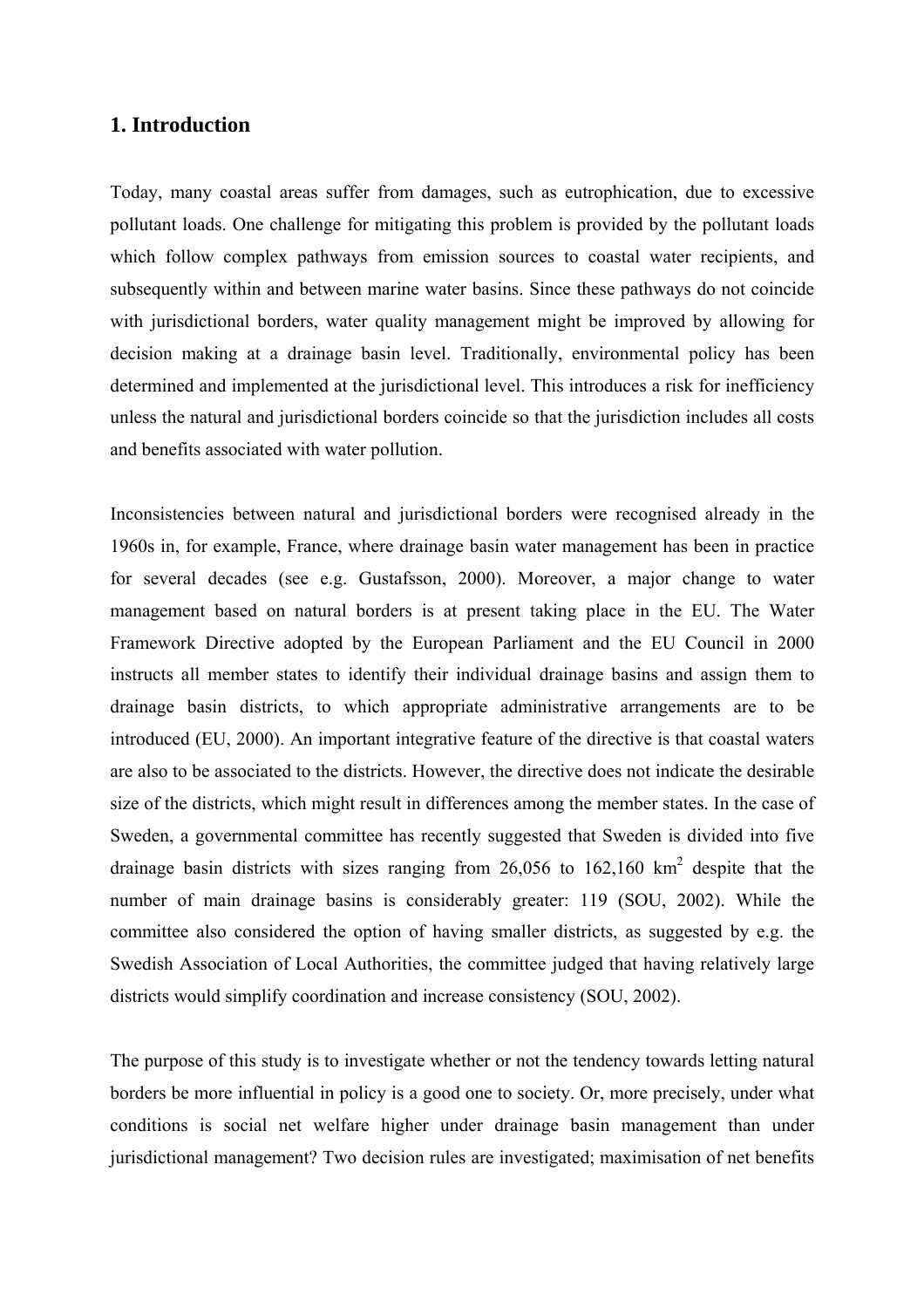## 1. Introduction

Today, many coastal areas suffer from damages, such as eutrophication, due to excessive pollutant loads. One challenge for mitigating this problem is provided by the pollutant loads which follow complex pathways from emission sources to coastal water recipients, and subsequently within and between marine water basins. Since these pathways do not coincide with jurisdictional borders, water quality management might be improved by allowing for decision making at a drainage basin level. Traditionally, environmental policy has been determined and implemented at the jurisdictional level. This introduces a risk for inefficiency unless the natural and jurisdictional borders coincide so that the jurisdiction includes all costs and benefits associated with water pollution.

Inconsistencies between natural and jurisdictional borders were recognised already in the 1960s in, for example, France, where drainage basin water management has been in practice for several decades (see e.g. Gustafsson, 2000). Moreover, a major change to water management based on natural borders is at present taking place in the EU. The Water Framework Directive adopted by the European Parliament and the EU Council in 2000 instructs all member states to identify their individual drainage basins and assign them to drainage basin districts, to which appropriate administrative arrangements are to be introduced (EU, 2000). An important integrative feature of the directive is that coastal waters are also to be associated to the districts. However, the directive does not indicate the desirable size of the districts, which might result in differences among the member states. In the case of Sweden, a governmental committee has recently suggested that Sweden is divided into five drainage basin districts with sizes ranging from 26,056 to 162,160 km$^2$ despite that the number of main drainage basins is considerably greater: 119 (SOU, 2002). While the committee also considered the option of having smaller districts, as suggested by e.g. the Swedish Association of Local Authorities, the committee judged that having relatively large districts would simplify coordination and increase consistency (SOU, 2002).

The purpose of this study is to investigate whether or not the tendency towards letting natural borders be more influential in policy is a good one to society. Or, more precisely, under what conditions is social net welfare higher under drainage basin management than under jurisdictional management? Two decision rules are investigated; maximisation of net benefits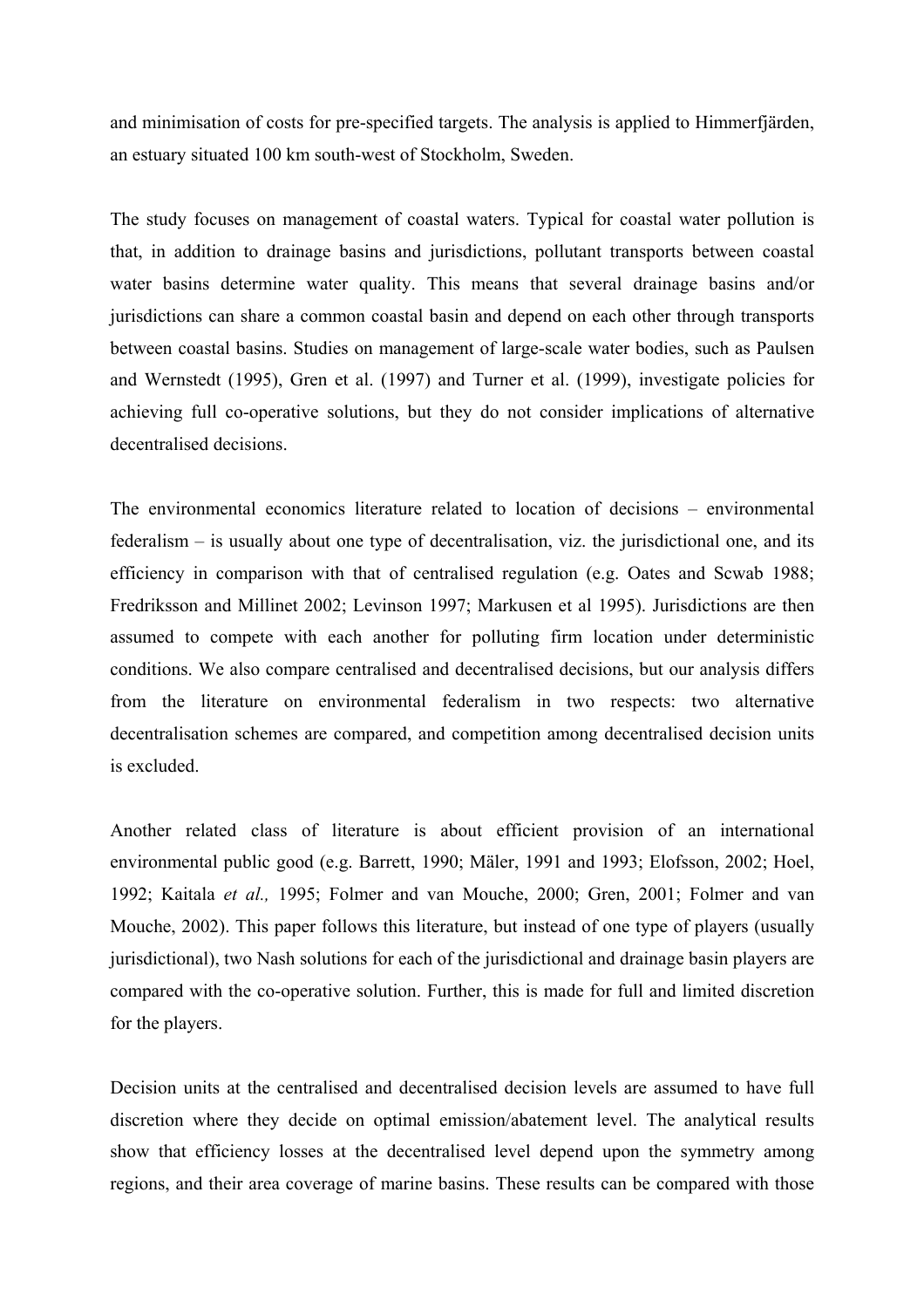and minimisation of costs for pre-specified targets. The analysis is applied to Himmerfjärden, an estuary situated 100 km south-west of Stockholm, Sweden.

The study focuses on management of coastal waters. Typical for coastal water pollution is that, in addition to drainage basins and jurisdictions, pollutant transports between coastal water basins determine water quality. This means that several drainage basins and/or jurisdictions can share a common coastal basin and depend on each other through transports between coastal basins. Studies on management of large-scale water bodies, such as Paulsen and Wernstedt (1995), Gren et al. (1997) and Turner et al. (1999), investigate policies for achieving full co-operative solutions, but they do not consider implications of alternative decentralised decisions.

The environmental economics literature related to location of decisions – environmental federalism – is usually about one type of decentralisation, viz. the jurisdictional one, and its efficiency in comparison with that of centralised regulation (e.g. Oates and Scwab 1988; Fredriksson and Millinet 2002; Levinson 1997; Markusen et al 1995). Jurisdictions are then assumed to compete with each another for polluting firm location under deterministic conditions. We also compare centralised and decentralised decisions, but our analysis differs from the literature on environmental federalism in two respects: two alternative decentralisation schemes are compared, and competition among decentralised decision units is excluded.

Another related class of literature is about efficient provision of an international environmental public good (e.g. Barrett, 1990; Mäler, 1991 and 1993; Elofsson, 2002; Hoel, 1992; Kaitala *et al.,* 1995; Folmer and van Mouche, 2000; Gren, 2001; Folmer and van Mouche, 2002). This paper follows this literature, but instead of one type of players (usually jurisdictional), two Nash solutions for each of the jurisdictional and drainage basin players are compared with the co-operative solution. Further, this is made for full and limited discretion for the players.

Decision units at the centralised and decentralised decision levels are assumed to have full discretion where they decide on optimal emission/abatement level. The analytical results show that efficiency losses at the decentralised level depend upon the symmetry among regions, and their area coverage of marine basins. These results can be compared with those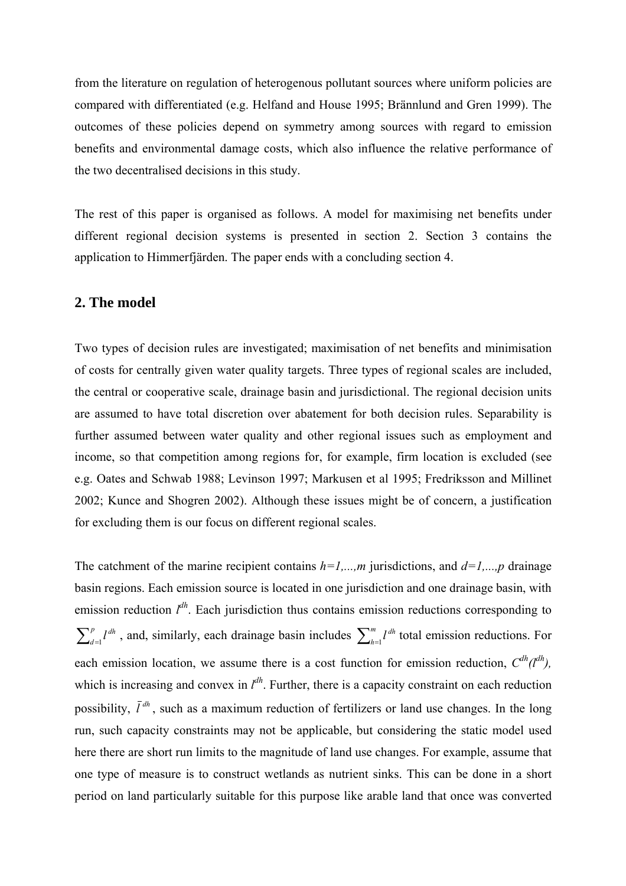from the literature on regulation of heterogenous pollutant sources where uniform policies are compared with differentiated (e.g. Helfand and House 1995; Brännlund and Gren 1999). The outcomes of these policies depend on symmetry among sources with regard to emission benefits and environmental damage costs, which also influence the relative performance of the two decentralised decisions in this study.

The rest of this paper is organised as follows. A model for maximising net benefits under different regional decision systems is presented in section 2. Section 3 contains the application to Himmerfjärden. The paper ends with a concluding section 4.

## 2. The model

Two types of decision rules are investigated; maximisation of net benefits and minimisation of costs for centrally given water quality targets. Three types of regional scales are included, the central or cooperative scale, drainage basin and jurisdictional. The regional decision units are assumed to have total discretion over abatement for both decision rules. Separability is further assumed between water quality and other regional issues such as employment and income, so that competition among regions for, for example, firm location is excluded (see e.g. Oates and Schwab 1988; Levinson 1997; Markusen et al 1995; Fredriksson and Millinet 2002; Kunce and Shogren 2002). Although these issues might be of concern, a justification for excluding them is our focus on different regional scales.

The catchment of the marine recipient contains $h=1,...,m$ jurisdictions, and $d=1,...,p$ drainage basin regions. Each emission source is located in one jurisdiction and one drainage basin, with emission reduction $l^{dh}$. Each jurisdiction thus contains emission reductions corresponding to $\sum_{d=1}^{p} l^{dh}$, and, similarly, each drainage basin includes $\sum_{h=1}^{m} l^{dh}$ total emission reductions. For each emission location, we assume there is a cost function for emission reduction, $C^{dh}(l^{dh})$, which is increasing and convex in $l^{dh}$. Further, there is a capacity constraint on each reduction possibility, $\bar{l}^{dh}$, such as a maximum reduction of fertilizers or land use changes. In the long run, such capacity constraints may not be applicable, but considering the static model used here there are short run limits to the magnitude of land use changes. For example, assume that one type of measure is to construct wetlands as nutrient sinks. This can be done in a short period on land particularly suitable for this purpose like arable land that once was converted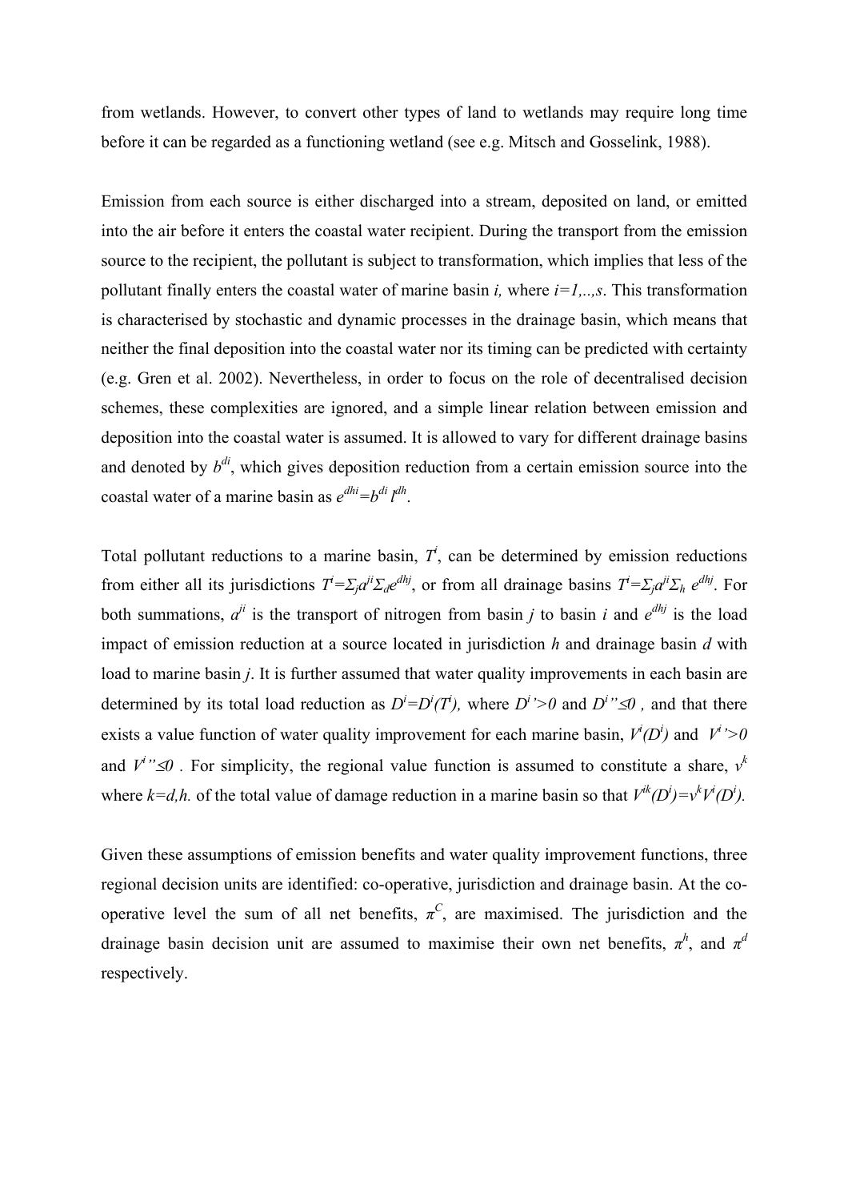from wetlands. However, to convert other types of land to wetlands may require long time before it can be regarded as a functioning wetland (see e.g. Mitsch and Gosselink, 1988).

Emission from each source is either discharged into a stream, deposited on land, or emitted into the air before it enters the coastal water recipient. During the transport from the emission source to the recipient, the pollutant is subject to transformation, which implies that less of the pollutant finally enters the coastal water of marine basin $i$, where $i=1,..,s$. This transformation is characterised by stochastic and dynamic processes in the drainage basin, which means that neither the final deposition into the coastal water nor its timing can be predicted with certainty (e.g. Gren et al. 2002). Nevertheless, in order to focus on the role of decentralised decision schemes, these complexities are ignored, and a simple linear relation between emission and deposition into the coastal water is assumed. It is allowed to vary for different drainage basins and denoted by $b^{di}$, which gives deposition reduction from a certain emission source into the coastal water of a marine basin as $e^{dhi}=b^{di}\, l^{dh}$.

Total pollutant reductions to a marine basin, $T^i$, can be determined by emission reductions from either all its jurisdictions $T^i=\Sigma_j a^{ji}\Sigma_d e^{dhj}$, or from all drainage basins $T^i=\Sigma_j a^{ji}\Sigma_h\, e^{dhj}$. For both summations, $a^{ji}$ is the transport of nitrogen from basin $j$ to basin $i$ and $e^{dhj}$ is the load impact of emission reduction at a source located in jurisdiction $h$ and drainage basin $d$ with load to marine basin $j$. It is further assumed that water quality improvements in each basin are determined by its total load reduction as $D^i=D^i(T^i)$, where $D^{i\,\prime}>0$ and $D^{i\,\prime\prime}\leq 0$ , and that there exists a value function of water quality improvement for each marine basin, $V^i(D^i)$ and $V^{i\,\prime}>0$ and $V^{i\,\prime\prime}\leq 0$ . For simplicity, the regional value function is assumed to constitute a share, $v^k$ where $k=d,h.$ of the total value of damage reduction in a marine basin so that $V^{ik}(D^i)=v^kV^i(D^i)$.

Given these assumptions of emission benefits and water quality improvement functions, three regional decision units are identified: co-operative, jurisdiction and drainage basin. At the co-operative level the sum of all net benefits, $\pi^C$, are maximised. The jurisdiction and the drainage basin decision unit are assumed to maximise their own net benefits, $\pi^h$, and $\pi^d$ respectively.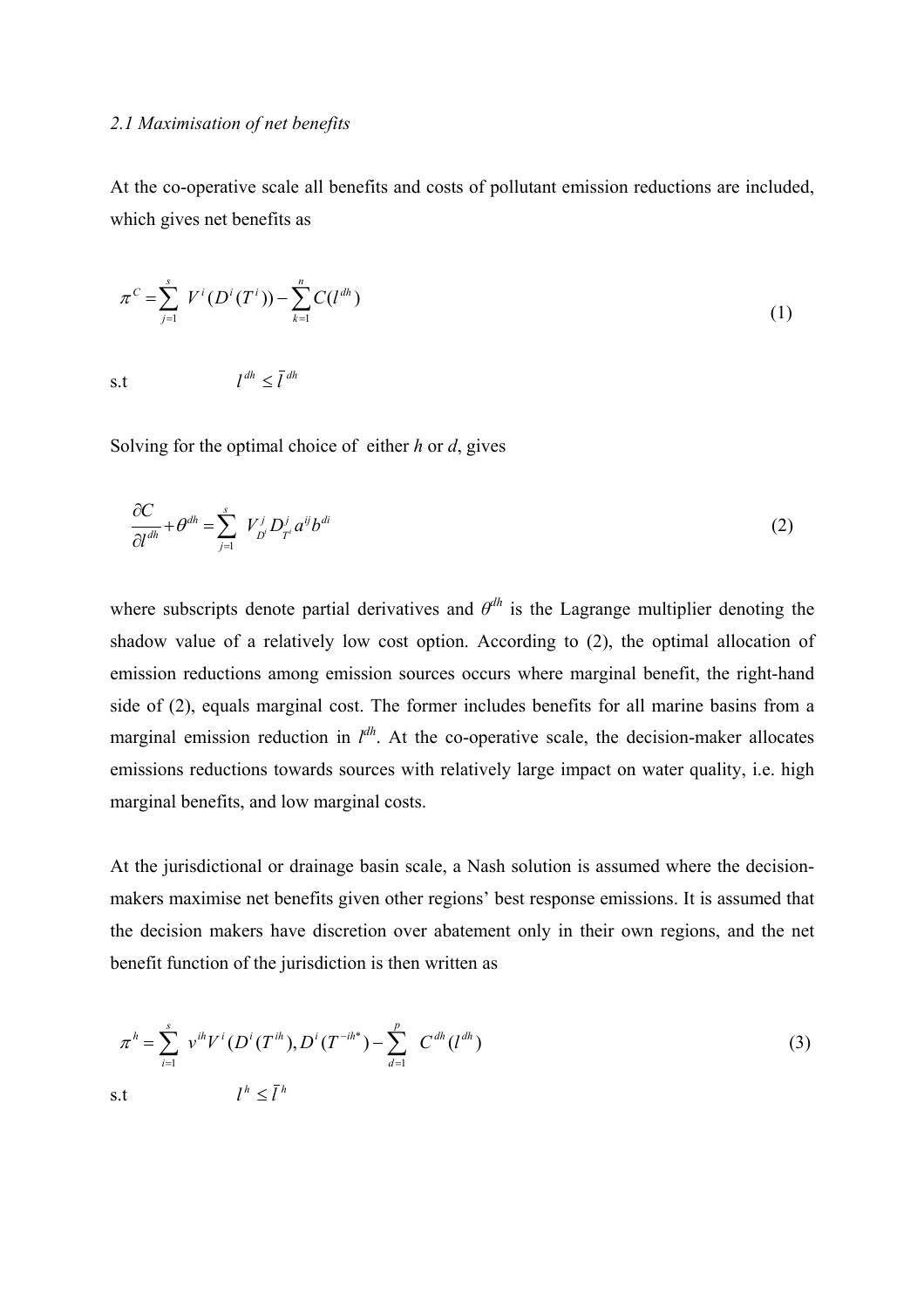*2.1 Maximisation of net benefits*

At the co-operative scale all benefits and costs of pollutant emission reductions are included, which gives net benefits as

$$\pi^{C} = \sum_{j=1}^{s} V^{i}(D^{i}(T^{i})) - \sum_{k=1}^{n} C(l^{dh}) \tag{1}$$

s.t $\quad l^{dh} \leq \bar{l}^{dh}$

Solving for the optimal choice of either $h$ or $d$, gives

$$\frac{\partial C}{\partial l^{dh}} + \theta^{dh} = \sum_{j=1}^{s} V_{D^{i}}^{j} D_{T^{i}}^{j} a^{ij} b^{di} \tag{2}$$

where subscripts denote partial derivatives and $\theta^{dh}$ is the Lagrange multiplier denoting the shadow value of a relatively low cost option. According to (2), the optimal allocation of emission reductions among emission sources occurs where marginal benefit, the right-hand side of (2), equals marginal cost. The former includes benefits for all marine basins from a marginal emission reduction in $l^{dh}$. At the co-operative scale, the decision-maker allocates emissions reductions towards sources with relatively large impact on water quality, i.e. high marginal benefits, and low marginal costs.

At the jurisdictional or drainage basin scale, a Nash solution is assumed where the decision-makers maximise net benefits given other regions' best response emissions. It is assumed that the decision makers have discretion over abatement only in their own regions, and the net benefit function of the jurisdiction is then written as

$$\pi^{h} = \sum_{i=1}^{s} v^{ih} V^{i}(D^{i}(T^{ih}), D^{i}(T^{-ih*}) - \sum_{d=1}^{p} C^{dh}(l^{dh}) \tag{3}$$

s.t $\quad l^{h} \leq \bar{l}^{h}$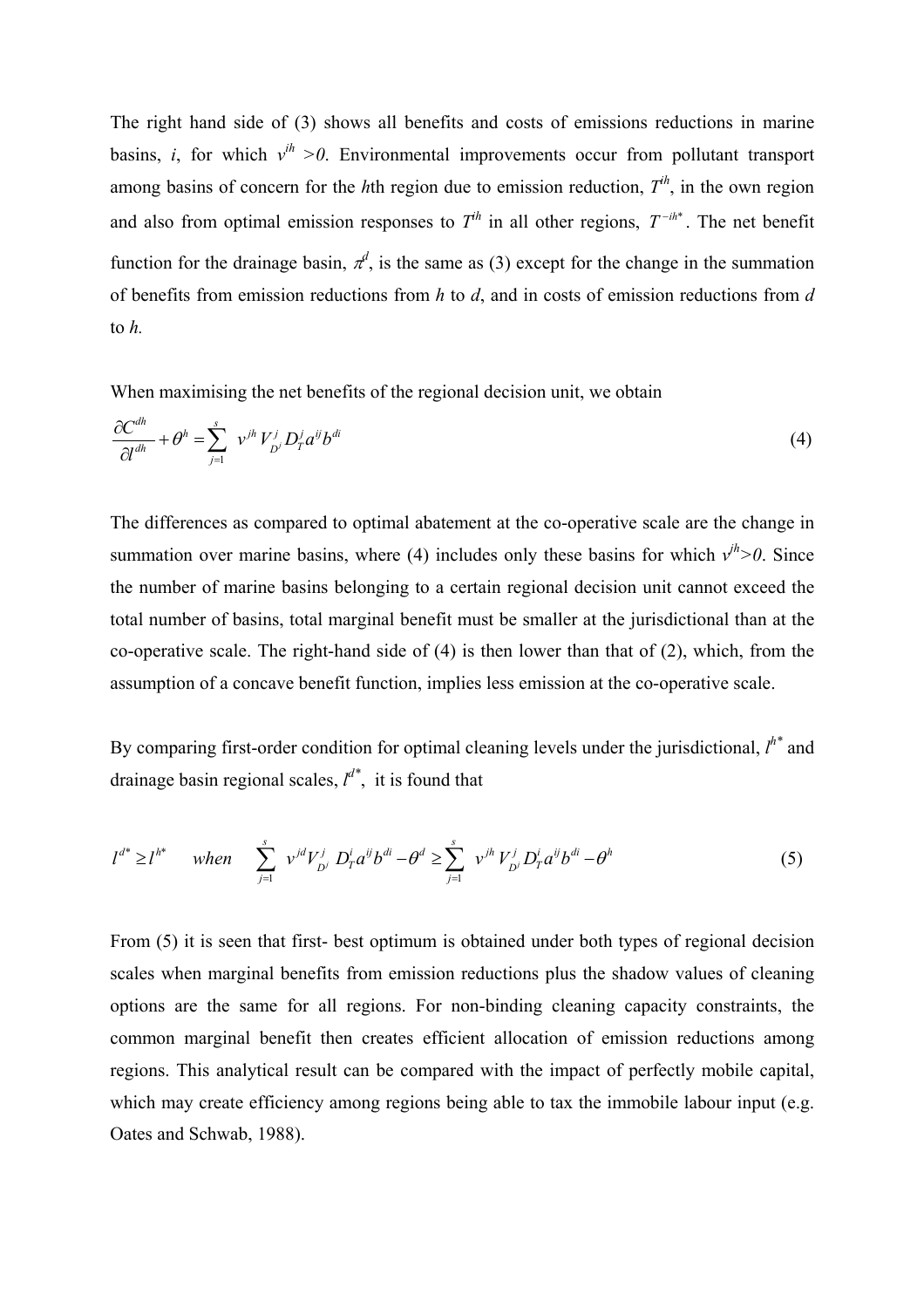The right hand side of (3) shows all benefits and costs of emissions reductions in marine basins, $i$, for which $v^{ih} > 0$. Environmental improvements occur from pollutant transport among basins of concern for the $h$th region due to emission reduction, $T^{ih}$, in the own region and also from optimal emission responses to $T^{ih}$ in all other regions, $T^{-ih*}$. The net benefit function for the drainage basin, $\pi^d$, is the same as (3) except for the change in the summation of benefits from emission reductions from $h$ to $d$, and in costs of emission reductions from $d$ to $h$.

When maximising the net benefits of the regional decision unit, we obtain

$$\frac{\partial C^{dh}}{\partial l^{dh}} + \theta^h = \sum_{j=1}^{s} \; v^{jh} V_{D^j}^{j} D_T^j a^{ij} b^{di} \tag{4}$$

The differences as compared to optimal abatement at the co-operative scale are the change in summation over marine basins, where (4) includes only these basins for which $v^{jh} > 0$. Since the number of marine basins belonging to a certain regional decision unit cannot exceed the total number of basins, total marginal benefit must be smaller at the jurisdictional than at the co-operative scale. The right-hand side of (4) is then lower than that of (2), which, from the assumption of a concave benefit function, implies less emission at the co-operative scale.

By comparing first-order condition for optimal cleaning levels under the jurisdictional, $l^{h*}$ and drainage basin regional scales, $l^{d*}$, it is found that

$$l^{d*} \geq l^{h*} \quad \textit{when} \quad \sum_{j=1}^{s} \; v^{jd} V_{D^j}^{j} \; D_T^i a^{ij} b^{di} - \theta^d \geq \sum_{j=1}^{s} \; v^{jh} V_{D^j}^{j} D_T^i a^{ij} b^{di} - \theta^h \tag{5}$$

From (5) it is seen that first- best optimum is obtained under both types of regional decision scales when marginal benefits from emission reductions plus the shadow values of cleaning options are the same for all regions. For non-binding cleaning capacity constraints, the common marginal benefit then creates efficient allocation of emission reductions among regions. This analytical result can be compared with the impact of perfectly mobile capital, which may create efficiency among regions being able to tax the immobile labour input (e.g. Oates and Schwab, 1988).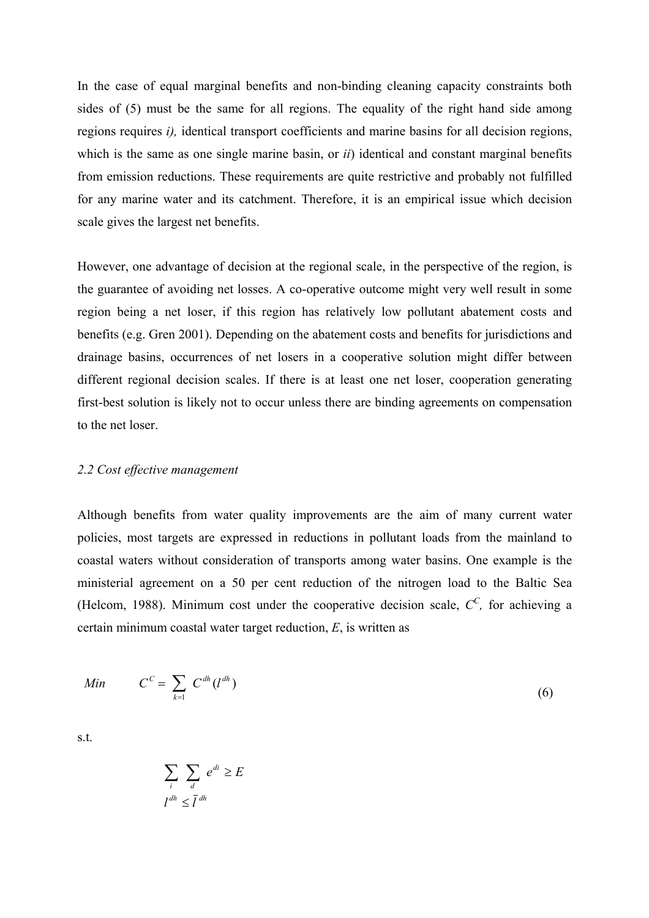In the case of equal marginal benefits and non-binding cleaning capacity constraints both sides of (5) must be the same for all regions. The equality of the right hand side among regions requires *i),* identical transport coefficients and marine basins for all decision regions, which is the same as one single marine basin, or *ii*) identical and constant marginal benefits from emission reductions. These requirements are quite restrictive and probably not fulfilled for any marine water and its catchment. Therefore, it is an empirical issue which decision scale gives the largest net benefits.

However, one advantage of decision at the regional scale, in the perspective of the region, is the guarantee of avoiding net losses. A co-operative outcome might very well result in some region being a net loser, if this region has relatively low pollutant abatement costs and benefits (e.g. Gren 2001). Depending on the abatement costs and benefits for jurisdictions and drainage basins, occurrences of net losers in a cooperative solution might differ between different regional decision scales. If there is at least one net loser, cooperation generating first-best solution is likely not to occur unless there are binding agreements on compensation to the net loser.

### *2.2 Cost effective management*

Although benefits from water quality improvements are the aim of many current water policies, most targets are expressed in reductions in pollutant loads from the mainland to coastal waters without consideration of transports among water basins. One example is the ministerial agreement on a 50 per cent reduction of the nitrogen load to the Baltic Sea (Helcom, 1988). Minimum cost under the cooperative decision scale, $C^C$, for achieving a certain minimum coastal water target reduction, $E$, is written as

$$Min \qquad C^C = \sum_{k=1} C^{dh}(l^{dh}) \tag{6}$$

s.t.

$$\sum_i \sum_d e^{di} \geq E$$

$$l^{dh} \leq \bar{l}^{dh}$$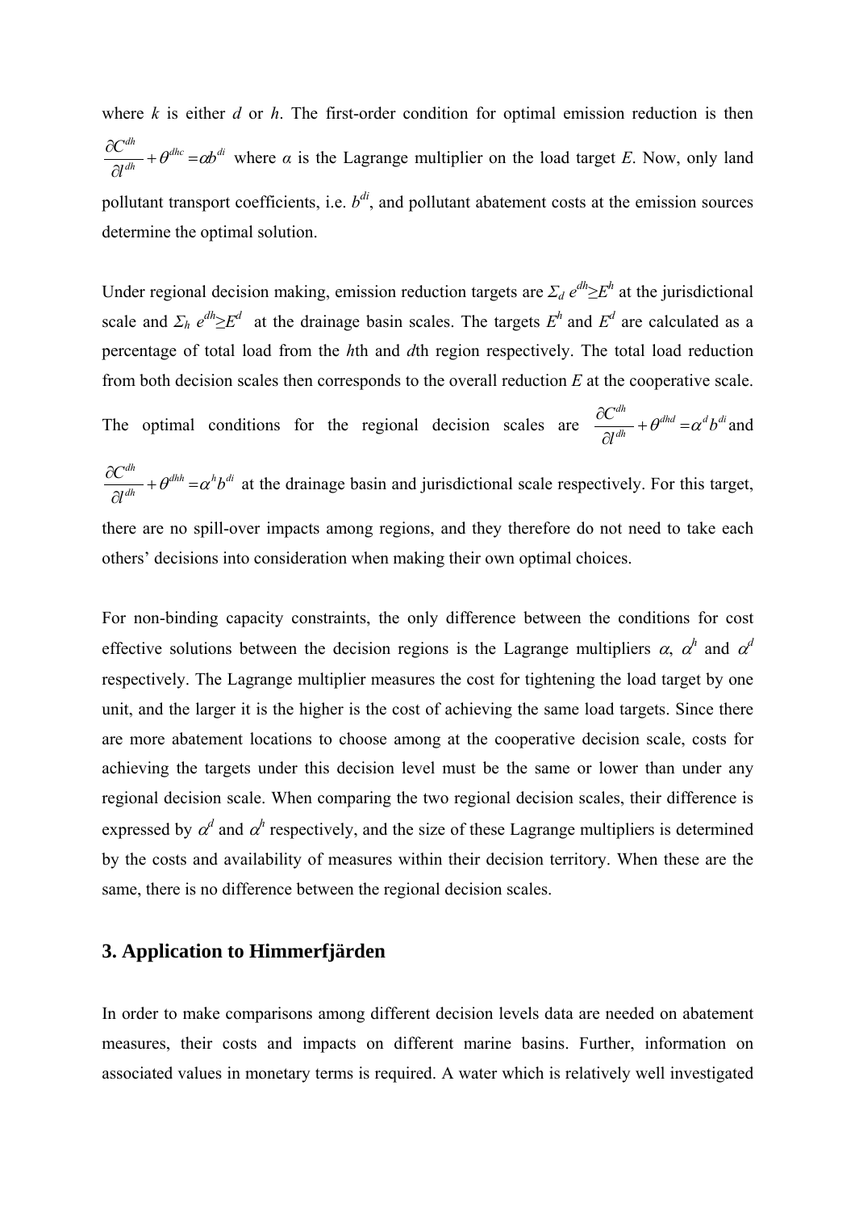where $k$ is either $d$ or $h$. The first-order condition for optimal emission reduction is then $\frac{\partial C^{dh}}{\partial l^{dh}} + \theta^{dhc} = \alpha b^{di}$ where $\alpha$ is the Lagrange multiplier on the load target $E$. Now, only land pollutant transport coefficients, i.e. $b^{di}$, and pollutant abatement costs at the emission sources determine the optimal solution.

Under regional decision making, emission reduction targets are $\Sigma_d e^{dh} \geq E^h$ at the jurisdictional scale and $\Sigma_h e^{dh} \geq E^d$ at the drainage basin scales. The targets $E^h$ and $E^d$ are calculated as a percentage of total load from the $h$th and $d$th region respectively. The total load reduction from both decision scales then corresponds to the overall reduction $E$ at the cooperative scale. The optimal conditions for the regional decision scales are $\frac{\partial C^{dh}}{\partial l^{dh}} + \theta^{dhd} = \alpha^d b^{di}$ and $\frac{\partial C^{dh}}{\partial l^{dh}} + \theta^{dhh} = \alpha^h b^{di}$ at the drainage basin and jurisdictional scale respectively. For this target, there are no spill-over impacts among regions, and they therefore do not need to take each others' decisions into consideration when making their own optimal choices.

For non-binding capacity constraints, the only difference between the conditions for cost effective solutions between the decision regions is the Lagrange multipliers $\alpha$, $\alpha^h$ and $\alpha^d$ respectively. The Lagrange multiplier measures the cost for tightening the load target by one unit, and the larger it is the higher is the cost of achieving the same load targets. Since there are more abatement locations to choose among at the cooperative decision scale, costs for achieving the targets under this decision level must be the same or lower than under any regional decision scale. When comparing the two regional decision scales, their difference is expressed by $\alpha^d$ and $\alpha^h$ respectively, and the size of these Lagrange multipliers is determined by the costs and availability of measures within their decision territory. When these are the same, there is no difference between the regional decision scales.

## 3. Application to Himmerfjärden

In order to make comparisons among different decision levels data are needed on abatement measures, their costs and impacts on different marine basins. Further, information on associated values in monetary terms is required. A water which is relatively well investigated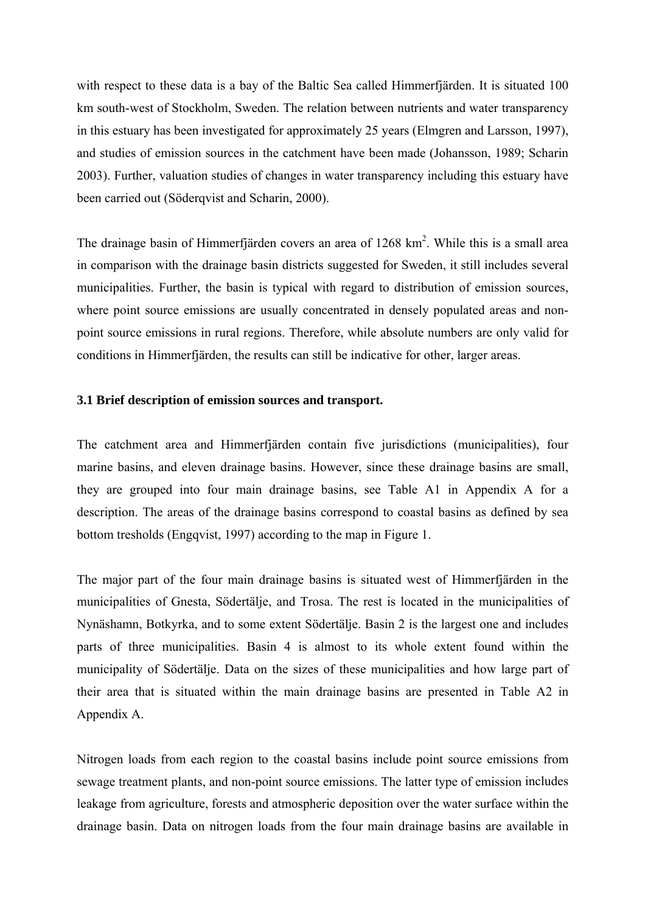with respect to these data is a bay of the Baltic Sea called Himmerfjärden. It is situated 100 km south-west of Stockholm, Sweden. The relation between nutrients and water transparency in this estuary has been investigated for approximately 25 years (Elmgren and Larsson, 1997), and studies of emission sources in the catchment have been made (Johansson, 1989; Scharin 2003). Further, valuation studies of changes in water transparency including this estuary have been carried out (Söderqvist and Scharin, 2000).

The drainage basin of Himmerfjärden covers an area of 1268 $km^2$. While this is a small area in comparison with the drainage basin districts suggested for Sweden, it still includes several municipalities. Further, the basin is typical with regard to distribution of emission sources, where point source emissions are usually concentrated in densely populated areas and non-point source emissions in rural regions. Therefore, while absolute numbers are only valid for conditions in Himmerfjärden, the results can still be indicative for other, larger areas.

### 3.1 Brief description of emission sources and transport.

The catchment area and Himmerfjärden contain five jurisdictions (municipalities), four marine basins, and eleven drainage basins. However, since these drainage basins are small, they are grouped into four main drainage basins, see Table A1 in Appendix A for a description. The areas of the drainage basins correspond to coastal basins as defined by sea bottom tresholds (Engqvist, 1997) according to the map in Figure 1.

The major part of the four main drainage basins is situated west of Himmerfjärden in the municipalities of Gnesta, Södertälje, and Trosa. The rest is located in the municipalities of Nynäshamn, Botkyrka, and to some extent Södertälje. Basin 2 is the largest one and includes parts of three municipalities. Basin 4 is almost to its whole extent found within the municipality of Södertälje. Data on the sizes of these municipalities and how large part of their area that is situated within the main drainage basins are presented in Table A2 in Appendix A.

Nitrogen loads from each region to the coastal basins include point source emissions from sewage treatment plants, and non-point source emissions. The latter type of emission includes leakage from agriculture, forests and atmospheric deposition over the water surface within the drainage basin. Data on nitrogen loads from the four main drainage basins are available in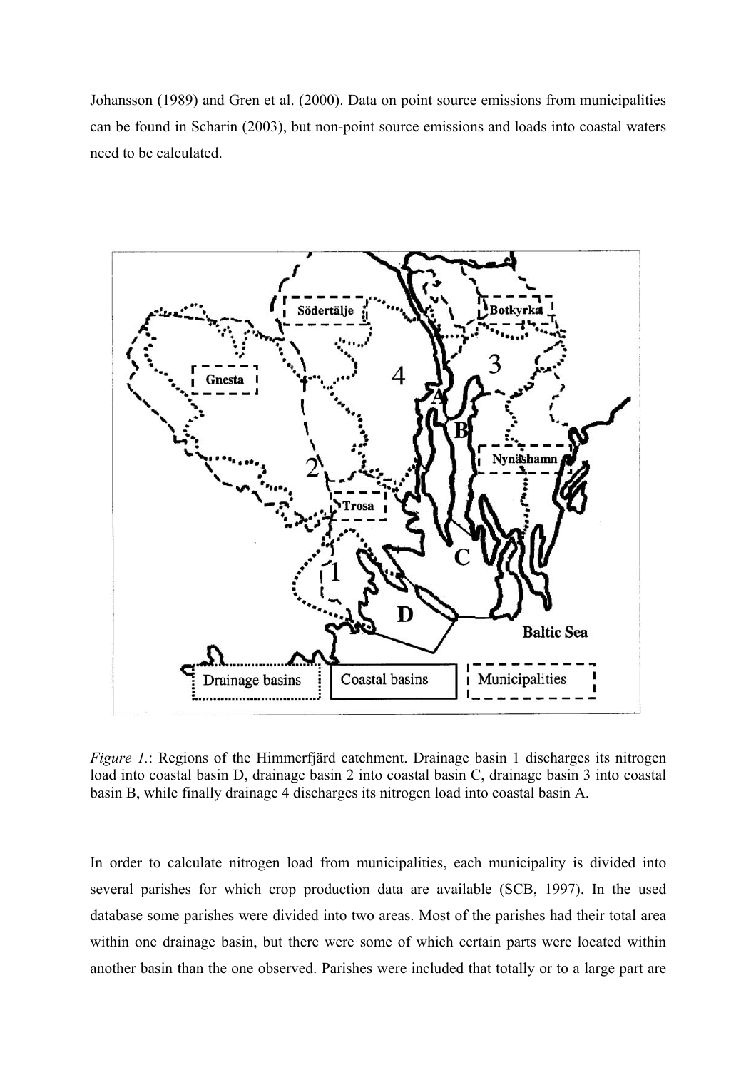Johansson (1989) and Gren et al. (2000). Data on point source emissions from municipalities can be found in Scharin (2003), but non-point source emissions and loads into coastal waters need to be calculated.

*Figure 1.*: Regions of the Himmerfjärd catchment. Drainage basin 1 discharges its nitrogen load into coastal basin D, drainage basin 2 into coastal basin C, drainage basin 3 into coastal basin B, while finally drainage 4 discharges its nitrogen load into coastal basin A.

In order to calculate nitrogen load from municipalities, each municipality is divided into several parishes for which crop production data are available (SCB, 1997). In the used database some parishes were divided into two areas. Most of the parishes had their total area within one drainage basin, but there were some of which certain parts were located within another basin than the one observed. Parishes were included that totally or to a large part are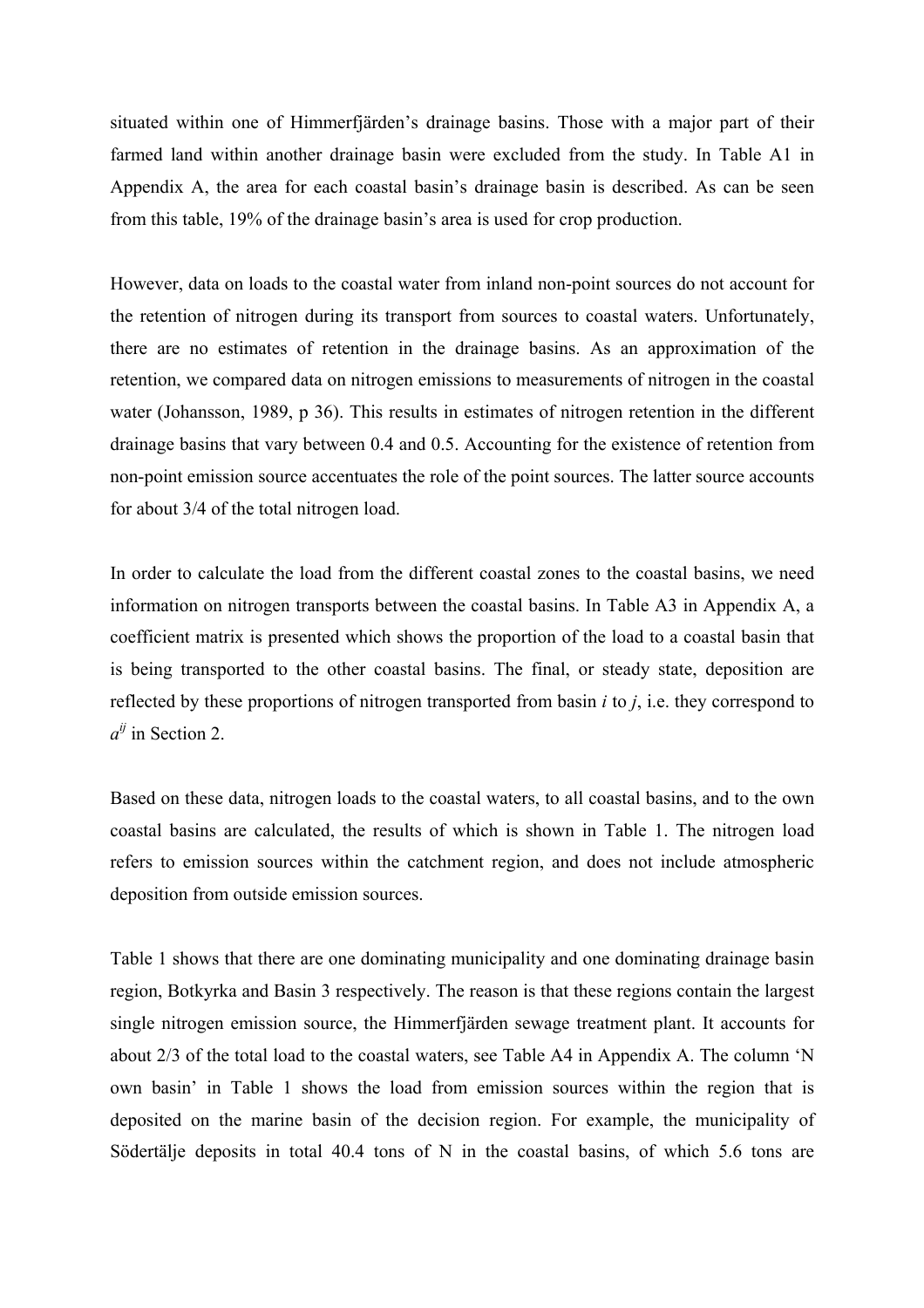situated within one of Himmerfjärden's drainage basins. Those with a major part of their farmed land within another drainage basin were excluded from the study. In Table A1 in Appendix A, the area for each coastal basin's drainage basin is described. As can be seen from this table, 19% of the drainage basin's area is used for crop production.

However, data on loads to the coastal water from inland non-point sources do not account for the retention of nitrogen during its transport from sources to coastal waters. Unfortunately, there are no estimates of retention in the drainage basins. As an approximation of the retention, we compared data on nitrogen emissions to measurements of nitrogen in the coastal water (Johansson, 1989, p 36). This results in estimates of nitrogen retention in the different drainage basins that vary between 0.4 and 0.5. Accounting for the existence of retention from non-point emission source accentuates the role of the point sources. The latter source accounts for about 3/4 of the total nitrogen load.

In order to calculate the load from the different coastal zones to the coastal basins, we need information on nitrogen transports between the coastal basins. In Table A3 in Appendix A, a coefficient matrix is presented which shows the proportion of the load to a coastal basin that is being transported to the other coastal basins. The final, or steady state, deposition are reflected by these proportions of nitrogen transported from basin $i$ to $j$, i.e. they correspond to $a^{ij}$ in Section 2.

Based on these data, nitrogen loads to the coastal waters, to all coastal basins, and to the own coastal basins are calculated, the results of which is shown in Table 1. The nitrogen load refers to emission sources within the catchment region, and does not include atmospheric deposition from outside emission sources.

Table 1 shows that there are one dominating municipality and one dominating drainage basin region, Botkyrka and Basin 3 respectively. The reason is that these regions contain the largest single nitrogen emission source, the Himmerfjärden sewage treatment plant. It accounts for about 2/3 of the total load to the coastal waters, see Table A4 in Appendix A. The column 'N own basin' in Table 1 shows the load from emission sources within the region that is deposited on the marine basin of the decision region. For example, the municipality of Södertälje deposits in total 40.4 tons of N in the coastal basins, of which 5.6 tons are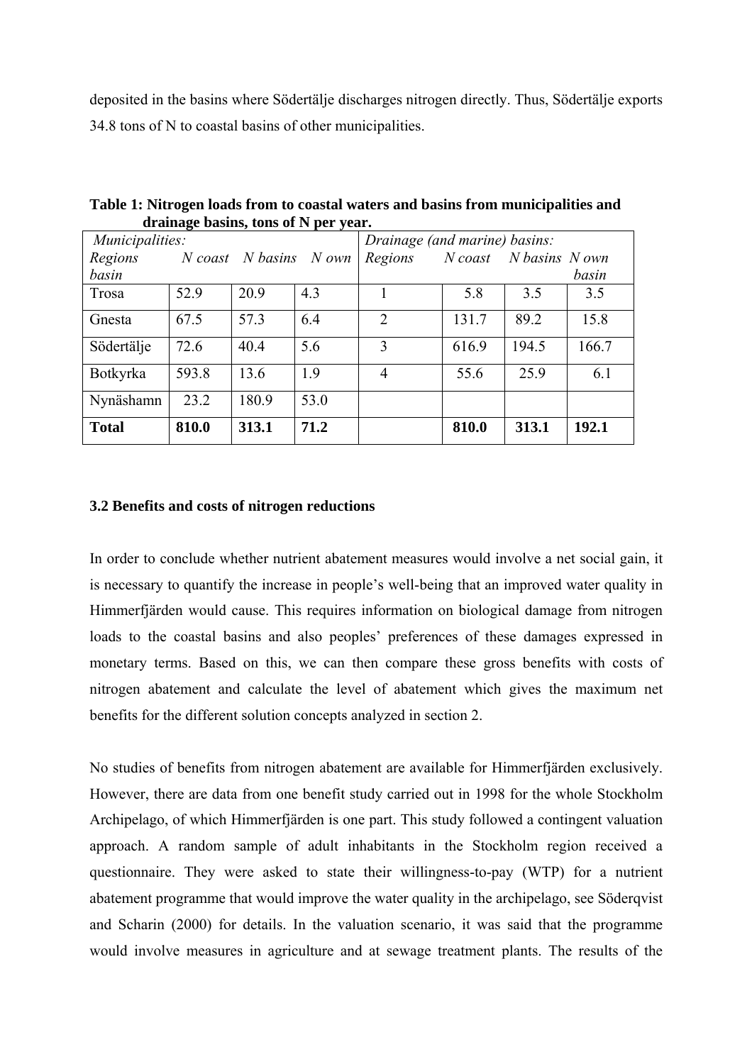deposited in the basins where Södertälje discharges nitrogen directly. Thus, Södertälje exports 34.8 tons of N to coastal basins of other municipalities.

**Table 1: Nitrogen loads from to coastal waters and basins from municipalities and drainage basins, tons of N per year.**

| *Municipalities:* | | | | *Drainage (and marine) basins:* | | | |
|---|---|---|---|---|---|---|---|
| *Regions* | *N coast* | *N basins* | *N own basin* | *Regions* | *N coast* | *N basins* | *N own basin* |
| Trosa | 52.9 | 20.9 | 4.3 | 1 | 5.8 | 3.5 | 3.5 |
| Gnesta | 67.5 | 57.3 | 6.4 | 2 | 131.7 | 89.2 | 15.8 |
| Södertälje | 72.6 | 40.4 | 5.6 | 3 | 616.9 | 194.5 | 166.7 |
| Botkyrka | 593.8 | 13.6 | 1.9 | 4 | 55.6 | 25.9 | 6.1 |
| Nynäshamn | 23.2 | 180.9 | 53.0 | | | | |
| **Total** | **810.0** | **313.1** | **71.2** | | **810.0** | **313.1** | **192.1** |

### 3.2 Benefits and costs of nitrogen reductions

In order to conclude whether nutrient abatement measures would involve a net social gain, it is necessary to quantify the increase in people's well-being that an improved water quality in Himmerfjärden would cause. This requires information on biological damage from nitrogen loads to the coastal basins and also peoples' preferences of these damages expressed in monetary terms. Based on this, we can then compare these gross benefits with costs of nitrogen abatement and calculate the level of abatement which gives the maximum net benefits for the different solution concepts analyzed in section 2.

No studies of benefits from nitrogen abatement are available for Himmerfjärden exclusively. However, there are data from one benefit study carried out in 1998 for the whole Stockholm Archipelago, of which Himmerfjärden is one part. This study followed a contingent valuation approach. A random sample of adult inhabitants in the Stockholm region received a questionnaire. They were asked to state their willingness-to-pay (WTP) for a nutrient abatement programme that would improve the water quality in the archipelago, see Söderqvist and Scharin (2000) for details. In the valuation scenario, it was said that the programme would involve measures in agriculture and at sewage treatment plants. The results of the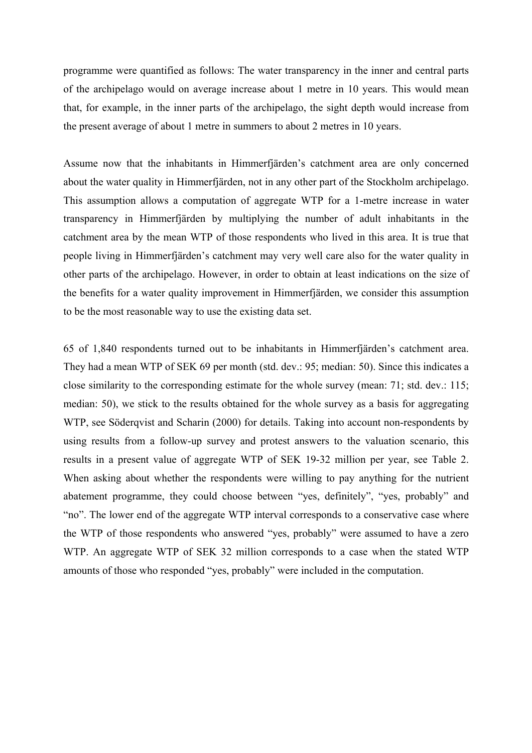programme were quantified as follows: The water transparency in the inner and central parts of the archipelago would on average increase about 1 metre in 10 years. This would mean that, for example, in the inner parts of the archipelago, the sight depth would increase from the present average of about 1 metre in summers to about 2 metres in 10 years.

Assume now that the inhabitants in Himmerfjärden's catchment area are only concerned about the water quality in Himmerfjärden, not in any other part of the Stockholm archipelago. This assumption allows a computation of aggregate WTP for a 1-metre increase in water transparency in Himmerfjärden by multiplying the number of adult inhabitants in the catchment area by the mean WTP of those respondents who lived in this area. It is true that people living in Himmerfjärden's catchment may very well care also for the water quality in other parts of the archipelago. However, in order to obtain at least indications on the size of the benefits for a water quality improvement in Himmerfjärden, we consider this assumption to be the most reasonable way to use the existing data set.

65 of 1,840 respondents turned out to be inhabitants in Himmerfjärden's catchment area. They had a mean WTP of SEK 69 per month (std. dev.: 95; median: 50). Since this indicates a close similarity to the corresponding estimate for the whole survey (mean: 71; std. dev.: 115; median: 50), we stick to the results obtained for the whole survey as a basis for aggregating WTP, see Söderqvist and Scharin (2000) for details. Taking into account non-respondents by using results from a follow-up survey and protest answers to the valuation scenario, this results in a present value of aggregate WTP of SEK 19-32 million per year, see Table 2. When asking about whether the respondents were willing to pay anything for the nutrient abatement programme, they could choose between "yes, definitely", "yes, probably" and "no". The lower end of the aggregate WTP interval corresponds to a conservative case where the WTP of those respondents who answered "yes, probably" were assumed to have a zero WTP. An aggregate WTP of SEK 32 million corresponds to a case when the stated WTP amounts of those who responded "yes, probably" were included in the computation.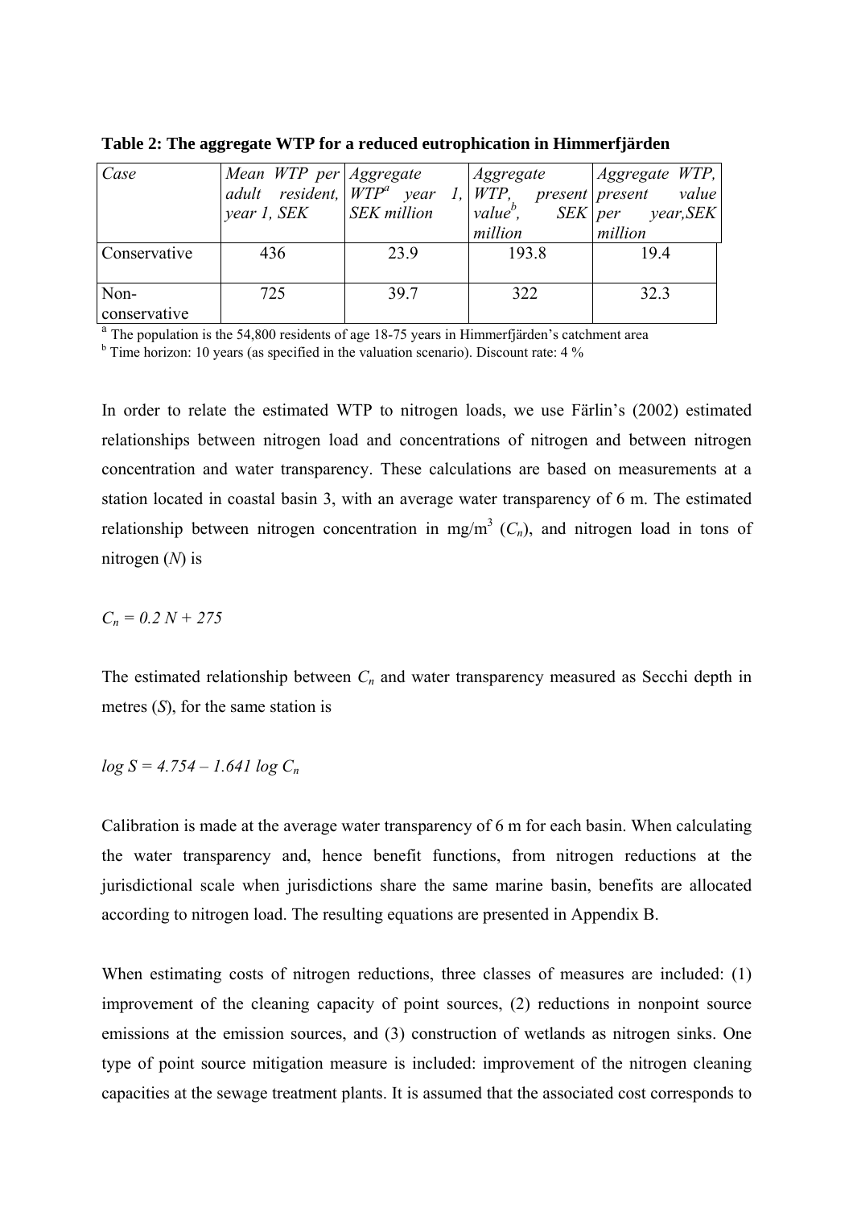**Table 2: The aggregate WTP for a reduced eutrophication in Himmerfjärden**

| *Case* | *Mean WTP per adult resident, year 1, SEK* | *Aggregate WTP[a] year 1, SEK million* | *Aggregate WTP, present value[b], SEK million* | *Aggregate WTP, present value per year,SEK million* |
|---|---|---|---|---|
| Conservative | 436 | 23.9 | 193.8 | 19.4 |
| Non-conservative | 725 | 39.7 | 322 | 32.3 |

[a] The population is the 54,800 residents of age 18-75 years in Himmerfjärden's catchment area
[b] Time horizon: 10 years (as specified in the valuation scenario). Discount rate: 4 %

In order to relate the estimated WTP to nitrogen loads, we use Färlin's (2002) estimated relationships between nitrogen load and concentrations of nitrogen and between nitrogen concentration and water transparency. These calculations are based on measurements at a station located in coastal basin 3, with an average water transparency of 6 m. The estimated relationship between nitrogen concentration in mg/m$^3$ ($C_n$), and nitrogen load in tons of nitrogen ($N$) is

$$C_n = 0.2\,N + 275$$

The estimated relationship between $C_n$ and water transparency measured as Secchi depth in metres ($S$), for the same station is

$$\log S = 4.754 - 1.641 \log C_n$$

Calibration is made at the average water transparency of 6 m for each basin. When calculating the water transparency and, hence benefit functions, from nitrogen reductions at the jurisdictional scale when jurisdictions share the same marine basin, benefits are allocated according to nitrogen load. The resulting equations are presented in Appendix B.

When estimating costs of nitrogen reductions, three classes of measures are included: (1) improvement of the cleaning capacity of point sources, (2) reductions in nonpoint source emissions at the emission sources, and (3) construction of wetlands as nitrogen sinks. One type of point source mitigation measure is included: improvement of the nitrogen cleaning capacities at the sewage treatment plants. It is assumed that the associated cost corresponds to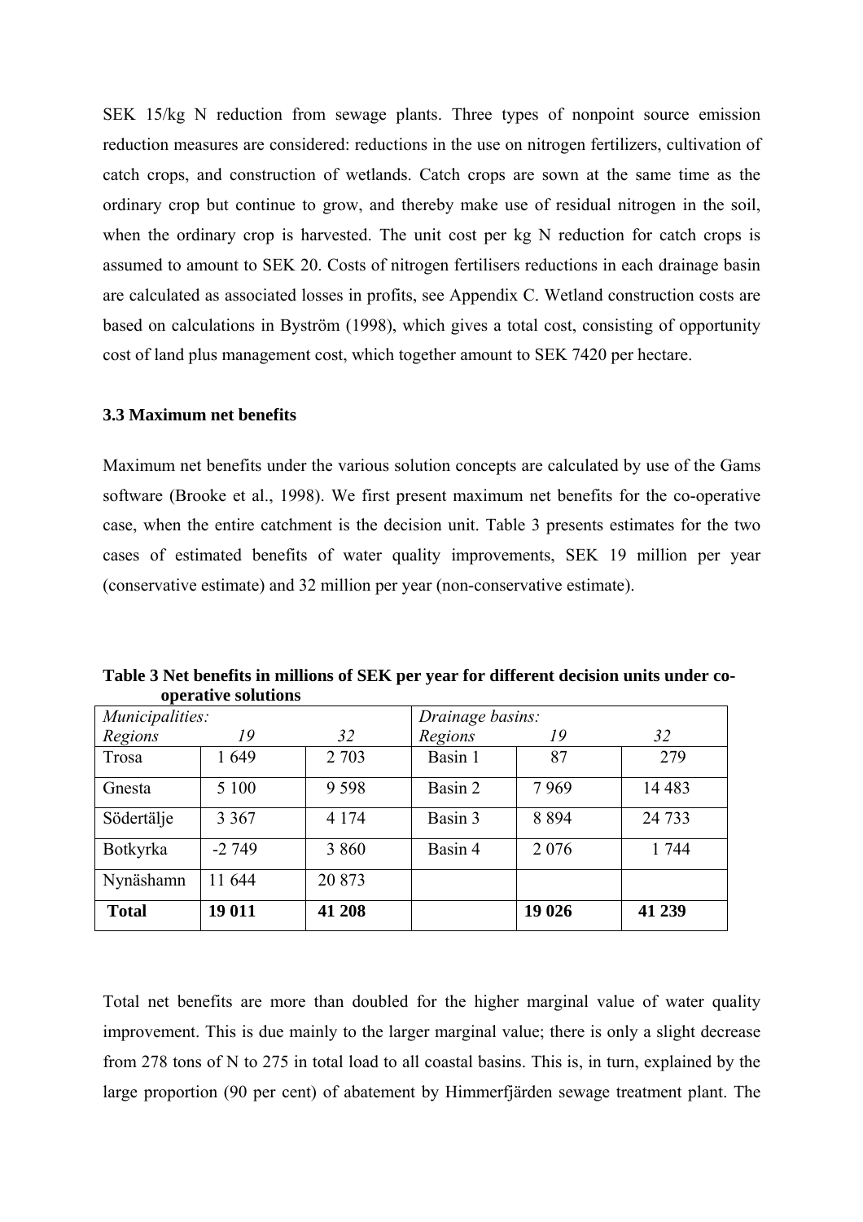SEK 15/kg N reduction from sewage plants. Three types of nonpoint source emission reduction measures are considered: reductions in the use on nitrogen fertilizers, cultivation of catch crops, and construction of wetlands. Catch crops are sown at the same time as the ordinary crop but continue to grow, and thereby make use of residual nitrogen in the soil, when the ordinary crop is harvested. The unit cost per kg N reduction for catch crops is assumed to amount to SEK 20. Costs of nitrogen fertilisers reductions in each drainage basin are calculated as associated losses in profits, see Appendix C. Wetland construction costs are based on calculations in Byström (1998), which gives a total cost, consisting of opportunity cost of land plus management cost, which together amount to SEK 7420 per hectare.

### 3.3 Maximum net benefits

Maximum net benefits under the various solution concepts are calculated by use of the Gams software (Brooke et al., 1998). We first present maximum net benefits for the co-operative case, when the entire catchment is the decision unit. Table 3 presents estimates for the two cases of estimated benefits of water quality improvements, SEK 19 million per year (conservative estimate) and 32 million per year (non-conservative estimate).

**Table 3 Net benefits in millions of SEK per year for different decision units under co-operative solutions**

| *Municipalities:* | | | *Drainage basins:* | | |
|---|---|---|---|---|---|
| *Regions* | *19* | *32* | *Regions* | *19* | *32* |
| Trosa | 1 649 | 2 703 | Basin 1 | 87 | 279 |
| Gnesta | 5 100 | 9 598 | Basin 2 | 7 969 | 14 483 |
| Södertälje | 3 367 | 4 174 | Basin 3 | 8 894 | 24 733 |
| Botkyrka | -2 749 | 3 860 | Basin 4 | 2 076 | 1 744 |
| Nynäshamn | 11 644 | 20 873 | | | |
| **Total** | **19 011** | **41 208** | | **19 026** | **41 239** |

Total net benefits are more than doubled for the higher marginal value of water quality improvement. This is due mainly to the larger marginal value; there is only a slight decrease from 278 tons of N to 275 in total load to all coastal basins. This is, in turn, explained by the large proportion (90 per cent) of abatement by Himmerfjärden sewage treatment plant. The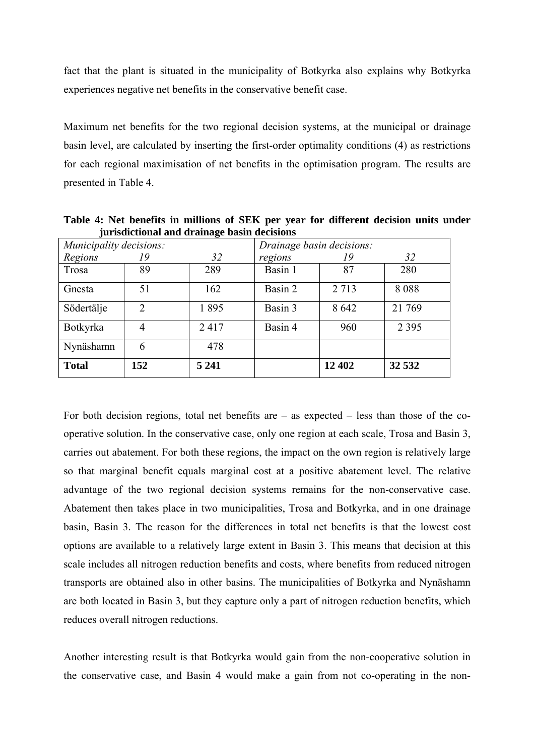fact that the plant is situated in the municipality of Botkyrka also explains why Botkyrka experiences negative net benefits in the conservative benefit case.

Maximum net benefits for the two regional decision systems, at the municipal or drainage basin level, are calculated by inserting the first-order optimality conditions (4) as restrictions for each regional maximisation of net benefits in the optimisation program. The results are presented in Table 4.

**Table 4: Net benefits in millions of SEK per year for different decision units under jurisdictional and drainage basin decisions**

| *Municipality decisions:* | | | *Drainage basin decisions:* | | |
|---|---|---|---|---|---|
| *Regions* | *19* | *32* | *regions* | *19* | *32* |
| Trosa | 89 | 289 | Basin 1 | 87 | 280 |
| Gnesta | 51 | 162 | Basin 2 | 2 713 | 8 088 |
| Södertälje | 2 | 1 895 | Basin 3 | 8 642 | 21 769 |
| Botkyrka | 4 | 2 417 | Basin 4 | 960 | 2 395 |
| Nynäshamn | 6 | 478 | | | |
| **Total** | **152** | **5 241** | | **12 402** | **32 532** |

For both decision regions, total net benefits are – as expected – less than those of the co-operative solution. In the conservative case, only one region at each scale, Trosa and Basin 3, carries out abatement. For both these regions, the impact on the own region is relatively large so that marginal benefit equals marginal cost at a positive abatement level. The relative advantage of the two regional decision systems remains for the non-conservative case. Abatement then takes place in two municipalities, Trosa and Botkyrka, and in one drainage basin, Basin 3. The reason for the differences in total net benefits is that the lowest cost options are available to a relatively large extent in Basin 3. This means that decision at this scale includes all nitrogen reduction benefits and costs, where benefits from reduced nitrogen transports are obtained also in other basins. The municipalities of Botkyrka and Nynäshamn are both located in Basin 3, but they capture only a part of nitrogen reduction benefits, which reduces overall nitrogen reductions.

Another interesting result is that Botkyrka would gain from the non-cooperative solution in the conservative case, and Basin 4 would make a gain from not co-operating in the non-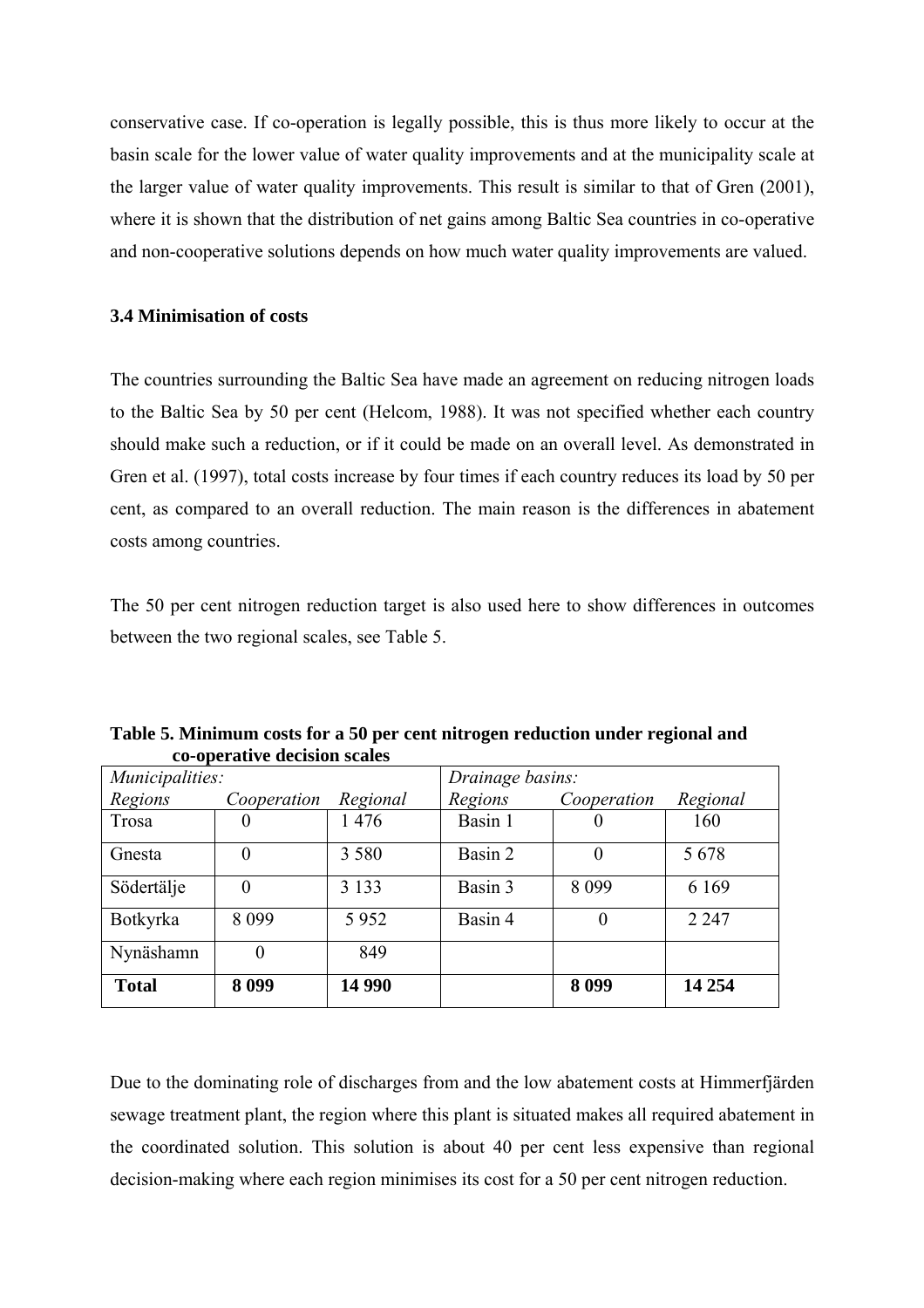conservative case. If co-operation is legally possible, this is thus more likely to occur at the basin scale for the lower value of water quality improvements and at the municipality scale at the larger value of water quality improvements. This result is similar to that of Gren (2001), where it is shown that the distribution of net gains among Baltic Sea countries in co-operative and non-cooperative solutions depends on how much water quality improvements are valued.

### 3.4 Minimisation of costs

The countries surrounding the Baltic Sea have made an agreement on reducing nitrogen loads to the Baltic Sea by 50 per cent (Helcom, 1988). It was not specified whether each country should make such a reduction, or if it could be made on an overall level. As demonstrated in Gren et al. (1997), total costs increase by four times if each country reduces its load by 50 per cent, as compared to an overall reduction. The main reason is the differences in abatement costs among countries.

The 50 per cent nitrogen reduction target is also used here to show differences in outcomes between the two regional scales, see Table 5.

**Table 5. Minimum costs for a 50 per cent nitrogen reduction under regional and co-operative decision scales**

| *Municipalities:* | | | *Drainage basins:* | | |
|---|---|---|---|---|---|
| *Regions* | *Cooperation* | *Regional* | *Regions* | *Cooperation* | *Regional* |
| Trosa | 0 | 1 476 | Basin 1 | 0 | 160 |
| Gnesta | 0 | 3 580 | Basin 2 | 0 | 5 678 |
| Södertälje | 0 | 3 133 | Basin 3 | 8 099 | 6 169 |
| Botkyrka | 8 099 | 5 952 | Basin 4 | 0 | 2 247 |
| Nynäshamn | 0 | 849 | | | |
| **Total** | **8 099** | **14 990** | | **8 099** | **14 254** |

Due to the dominating role of discharges from and the low abatement costs at Himmerfjärden sewage treatment plant, the region where this plant is situated makes all required abatement in the coordinated solution. This solution is about 40 per cent less expensive than regional decision-making where each region minimises its cost for a 50 per cent nitrogen reduction.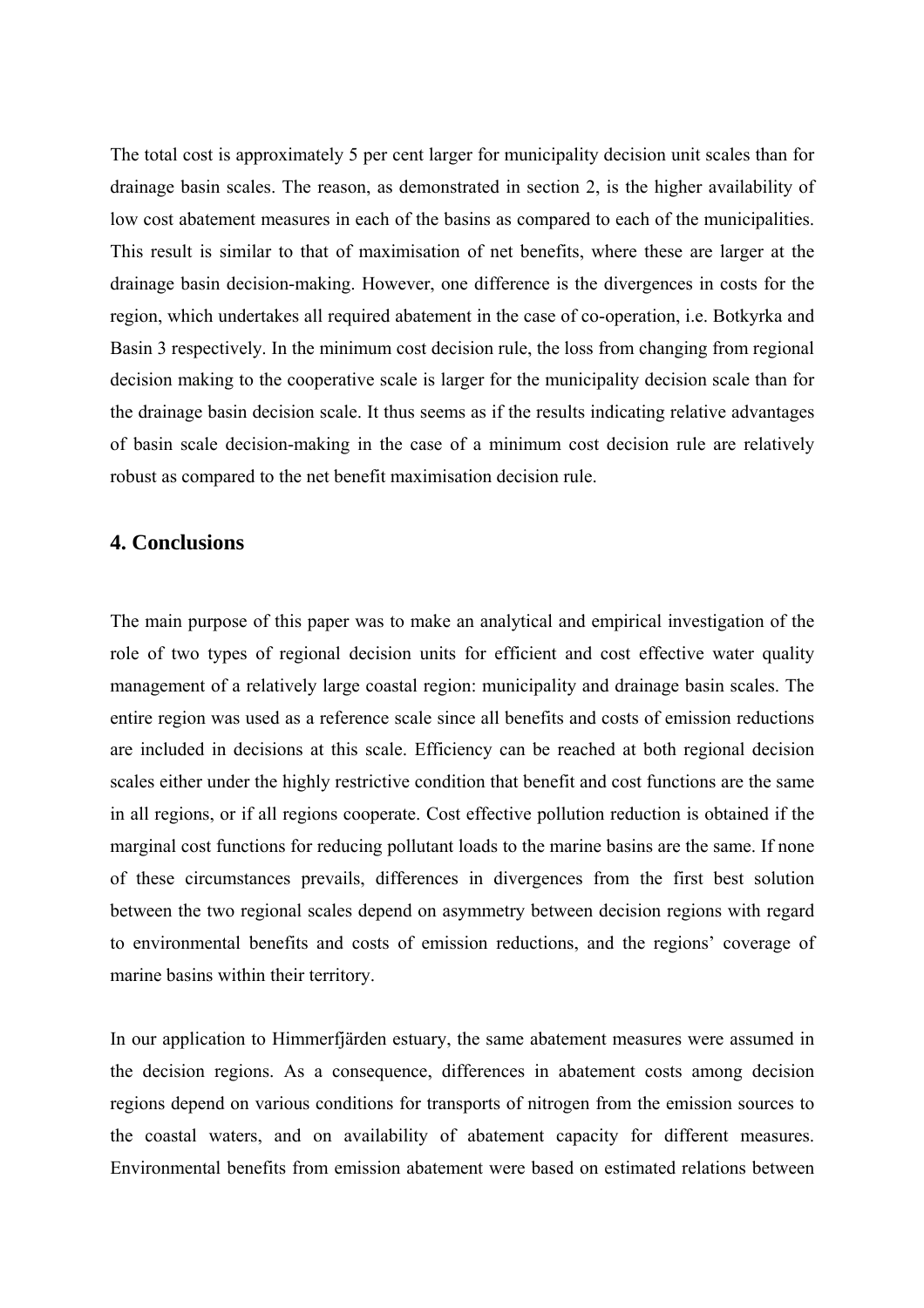The total cost is approximately 5 per cent larger for municipality decision unit scales than for drainage basin scales. The reason, as demonstrated in section 2, is the higher availability of low cost abatement measures in each of the basins as compared to each of the municipalities. This result is similar to that of maximisation of net benefits, where these are larger at the drainage basin decision-making. However, one difference is the divergences in costs for the region, which undertakes all required abatement in the case of co-operation, i.e. Botkyrka and Basin 3 respectively. In the minimum cost decision rule, the loss from changing from regional decision making to the cooperative scale is larger for the municipality decision scale than for the drainage basin decision scale. It thus seems as if the results indicating relative advantages of basin scale decision-making in the case of a minimum cost decision rule are relatively robust as compared to the net benefit maximisation decision rule.

## 4. Conclusions

The main purpose of this paper was to make an analytical and empirical investigation of the role of two types of regional decision units for efficient and cost effective water quality management of a relatively large coastal region: municipality and drainage basin scales. The entire region was used as a reference scale since all benefits and costs of emission reductions are included in decisions at this scale. Efficiency can be reached at both regional decision scales either under the highly restrictive condition that benefit and cost functions are the same in all regions, or if all regions cooperate. Cost effective pollution reduction is obtained if the marginal cost functions for reducing pollutant loads to the marine basins are the same. If none of these circumstances prevails, differences in divergences from the first best solution between the two regional scales depend on asymmetry between decision regions with regard to environmental benefits and costs of emission reductions, and the regions' coverage of marine basins within their territory.

In our application to Himmerfjärden estuary, the same abatement measures were assumed in the decision regions. As a consequence, differences in abatement costs among decision regions depend on various conditions for transports of nitrogen from the emission sources to the coastal waters, and on availability of abatement capacity for different measures. Environmental benefits from emission abatement were based on estimated relations between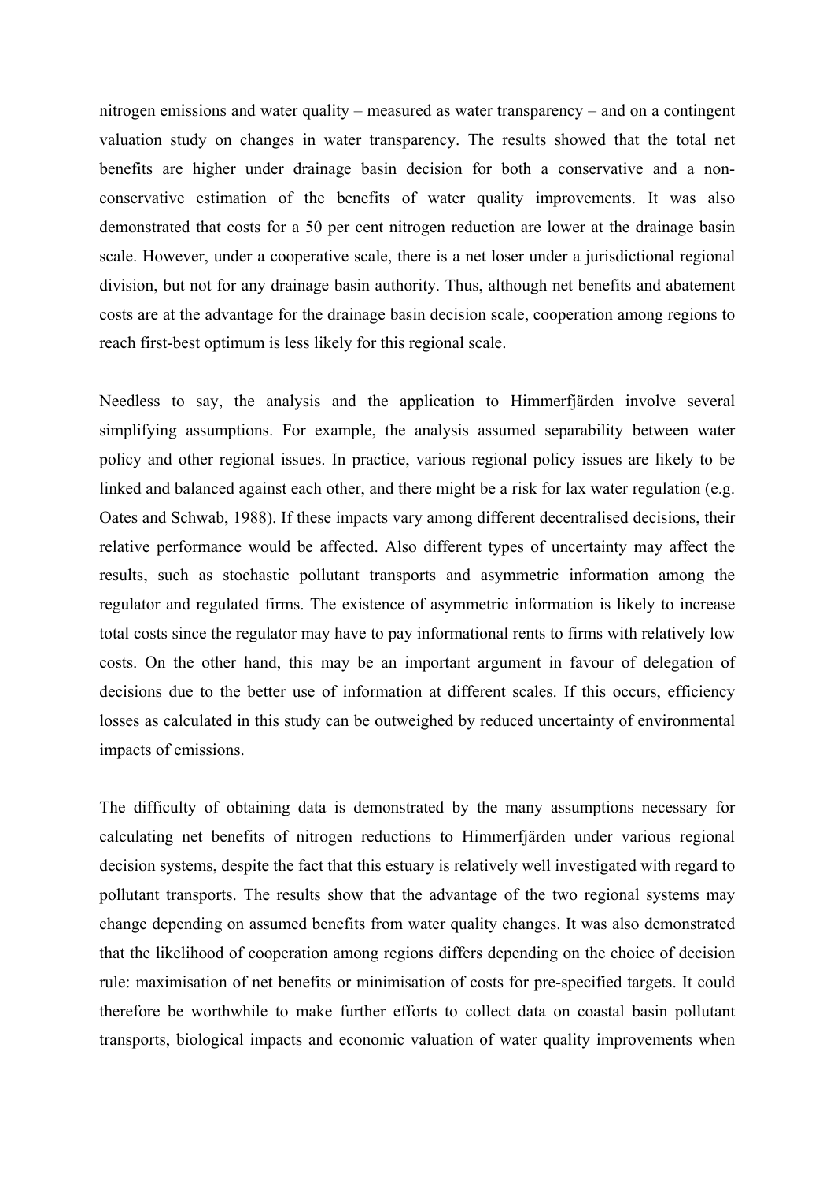nitrogen emissions and water quality – measured as water transparency – and on a contingent valuation study on changes in water transparency. The results showed that the total net benefits are higher under drainage basin decision for both a conservative and a non-conservative estimation of the benefits of water quality improvements. It was also demonstrated that costs for a 50 per cent nitrogen reduction are lower at the drainage basin scale. However, under a cooperative scale, there is a net loser under a jurisdictional regional division, but not for any drainage basin authority. Thus, although net benefits and abatement costs are at the advantage for the drainage basin decision scale, cooperation among regions to reach first-best optimum is less likely for this regional scale.

Needless to say, the analysis and the application to Himmerfjärden involve several simplifying assumptions. For example, the analysis assumed separability between water policy and other regional issues. In practice, various regional policy issues are likely to be linked and balanced against each other, and there might be a risk for lax water regulation (e.g. Oates and Schwab, 1988). If these impacts vary among different decentralised decisions, their relative performance would be affected. Also different types of uncertainty may affect the results, such as stochastic pollutant transports and asymmetric information among the regulator and regulated firms. The existence of asymmetric information is likely to increase total costs since the regulator may have to pay informational rents to firms with relatively low costs. On the other hand, this may be an important argument in favour of delegation of decisions due to the better use of information at different scales. If this occurs, efficiency losses as calculated in this study can be outweighed by reduced uncertainty of environmental impacts of emissions.

The difficulty of obtaining data is demonstrated by the many assumptions necessary for calculating net benefits of nitrogen reductions to Himmerfjärden under various regional decision systems, despite the fact that this estuary is relatively well investigated with regard to pollutant transports. The results show that the advantage of the two regional systems may change depending on assumed benefits from water quality changes. It was also demonstrated that the likelihood of cooperation among regions differs depending on the choice of decision rule: maximisation of net benefits or minimisation of costs for pre-specified targets. It could therefore be worthwhile to make further efforts to collect data on coastal basin pollutant transports, biological impacts and economic valuation of water quality improvements when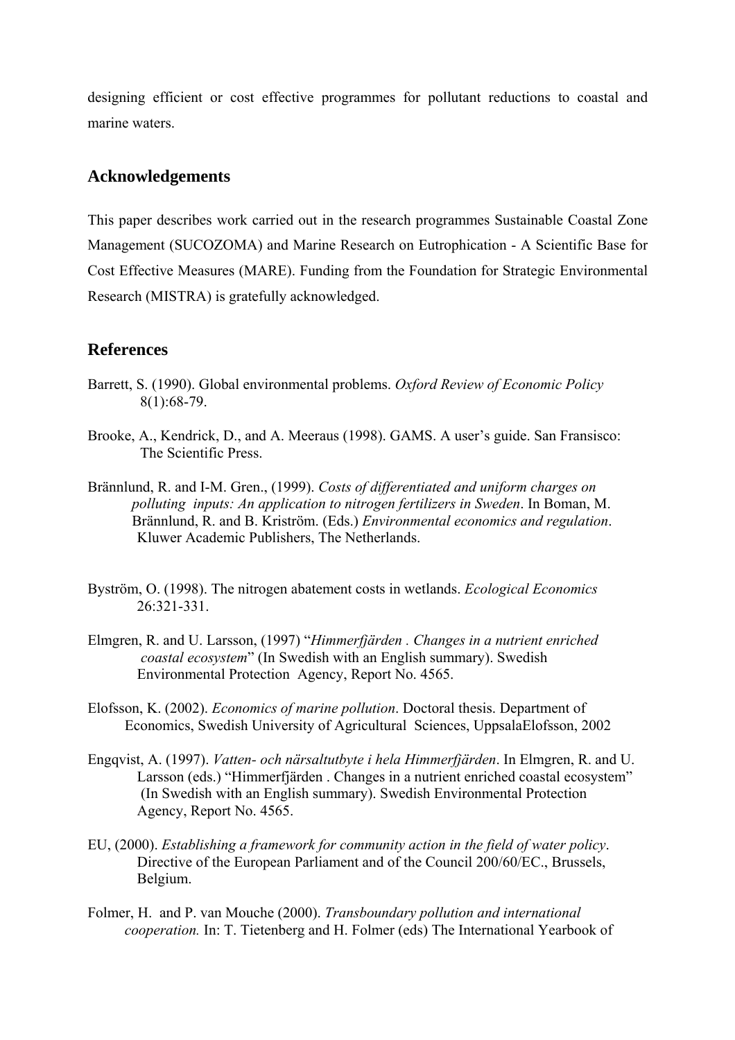designing efficient or cost effective programmes for pollutant reductions to coastal and marine waters.

## Acknowledgements

This paper describes work carried out in the research programmes Sustainable Coastal Zone Management (SUCOZOMA) and Marine Research on Eutrophication - A Scientific Base for Cost Effective Measures (MARE). Funding from the Foundation for Strategic Environmental Research (MISTRA) is gratefully acknowledged.

## References

Barrett, S. (1990). Global environmental problems. *Oxford Review of Economic Policy* 8(1):68-79.

Brooke, A., Kendrick, D., and A. Meeraus (1998). GAMS. A user's guide. San Fransisco: The Scientific Press.

Brännlund, R. and I-M. Gren., (1999). *Costs of differentiated and uniform charges on polluting inputs: An application to nitrogen fertilizers in Sweden*. In Boman, M. Brännlund, R. and B. Kriström. (Eds.) *Environmental economics and regulation*. Kluwer Academic Publishers, The Netherlands.

Byström, O. (1998). The nitrogen abatement costs in wetlands. *Ecological Economics* 26:321-331.

Elmgren, R. and U. Larsson, (1997) "*Himmerfjärden . Changes in a nutrient enriched coastal ecosystem*" (In Swedish with an English summary). Swedish Environmental Protection Agency, Report No. 4565.

Elofsson, K. (2002). *Economics of marine pollution*. Doctoral thesis. Department of Economics, Swedish University of Agricultural Sciences, UppsalaElofsson, 2002

Engqvist, A. (1997). *Vatten- och närsaltutbyte i hela Himmerfjärden*. In Elmgren, R. and U. Larsson (eds.) "Himmerfjärden . Changes in a nutrient enriched coastal ecosystem" (In Swedish with an English summary). Swedish Environmental Protection Agency, Report No. 4565.

EU, (2000). *Establishing a framework for community action in the field of water policy*. Directive of the European Parliament and of the Council 200/60/EC., Brussels, Belgium.

Folmer, H. and P. van Mouche (2000). *Transboundary pollution and international cooperation.* In: T. Tietenberg and H. Folmer (eds) The International Yearbook of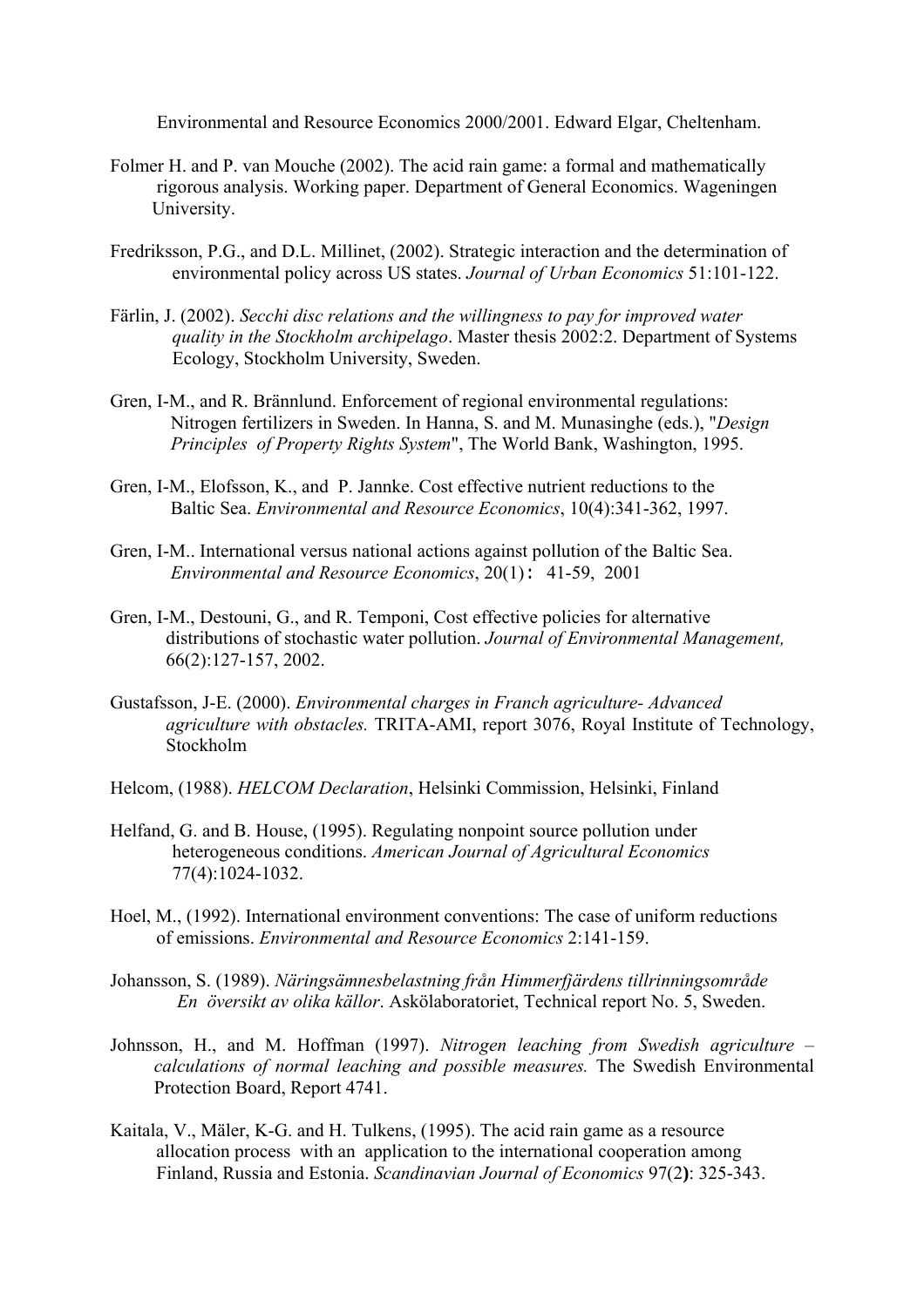Environmental and Resource Economics 2000/2001. Edward Elgar, Cheltenham.

Folmer H. and P. van Mouche (2002). The acid rain game: a formal and mathematically rigorous analysis. Working paper. Department of General Economics. Wageningen University.

Fredriksson, P.G., and D.L. Millinet, (2002). Strategic interaction and the determination of environmental policy across US states. *Journal of Urban Economics* 51:101-122.

Färlin, J. (2002). *Secchi disc relations and the willingness to pay for improved water quality in the Stockholm archipelago*. Master thesis 2002:2. Department of Systems Ecology, Stockholm University, Sweden.

Gren, I-M., and R. Brännlund. Enforcement of regional environmental regulations: Nitrogen fertilizers in Sweden. In Hanna, S. and M. Munasinghe (eds.), "*Design Principles of Property Rights System*", The World Bank, Washington, 1995.

Gren, I-M., Elofsson, K., and P. Jannke. Cost effective nutrient reductions to the Baltic Sea. *Environmental and Resource Economics*, 10(4):341-362, 1997.

Gren, I-M.. International versus national actions against pollution of the Baltic Sea. *Environmental and Resource Economics*, 20(1)： 41-59, 2001

Gren, I-M., Destouni, G., and R. Temponi, Cost effective policies for alternative distributions of stochastic water pollution. *Journal of Environmental Management,* 66(2):127-157, 2002.

Gustafsson, J-E. (2000). *Environmental charges in Franch agriculture- Advanced agriculture with obstacles.* TRITA-AMI, report 3076, Royal Institute of Technology, Stockholm

Helcom, (1988). *HELCOM Declaration*, Helsinki Commission, Helsinki, Finland

Helfand, G. and B. House, (1995). Regulating nonpoint source pollution under heterogeneous conditions. *American Journal of Agricultural Economics* 77(4):1024-1032.

Hoel, M., (1992). International environment conventions: The case of uniform reductions of emissions. *Environmental and Resource Economics* 2:141-159.

Johansson, S. (1989). *Näringsämnesbelastning från Himmerfjärdens tillrinningsområde En översikt av olika källor*. Askölaboratoriet, Technical report No. 5, Sweden.

Johnsson, H., and M. Hoffman (1997). *Nitrogen leaching from Swedish agriculture – calculations of normal leaching and possible measures.* The Swedish Environmental Protection Board, Report 4741.

Kaitala, V., Mäler, K-G. and H. Tulkens, (1995). The acid rain game as a resource allocation process with an application to the international cooperation among Finland, Russia and Estonia. *Scandinavian Journal of Economics* 97(2**)**: 325-343.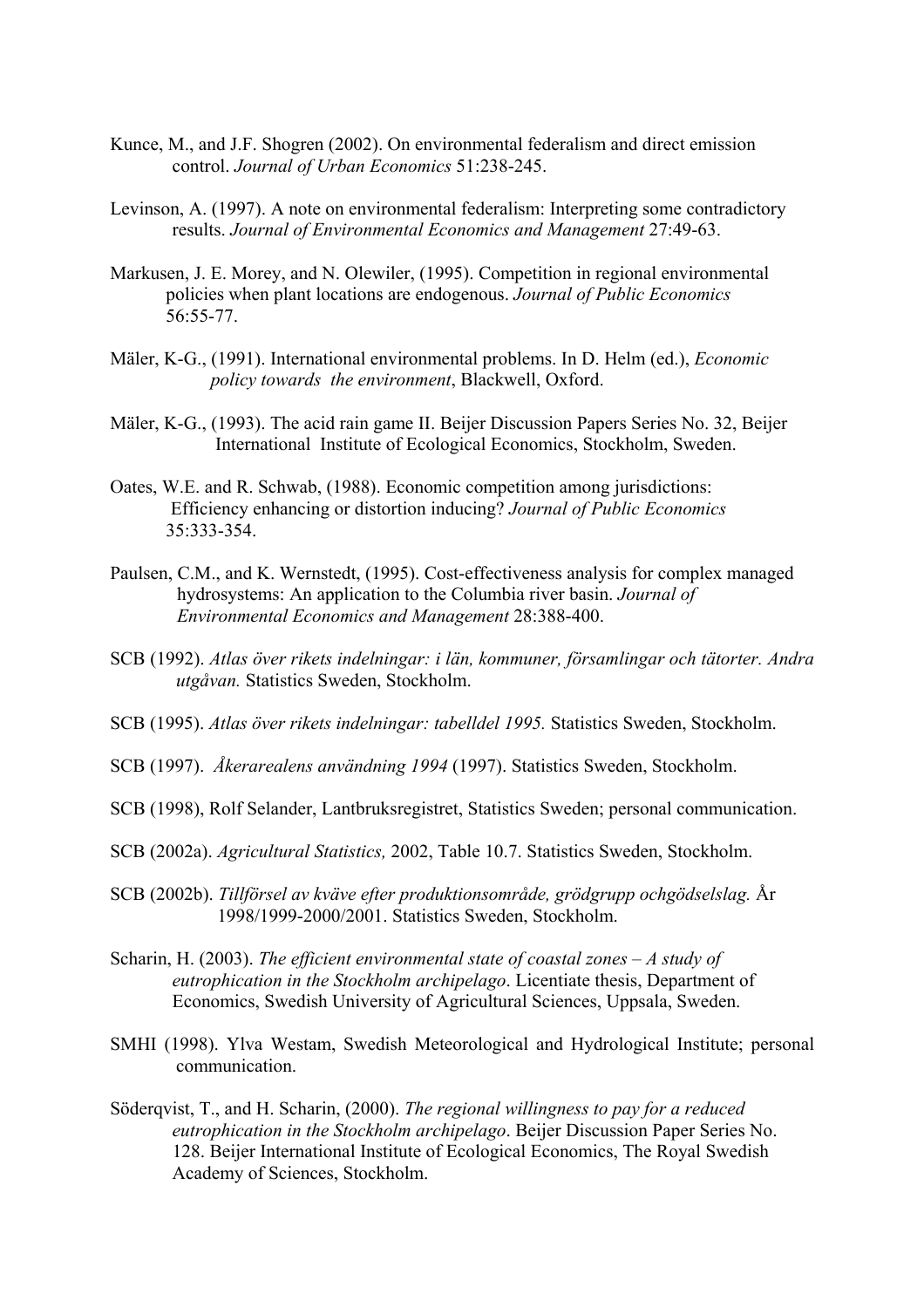Kunce, M., and J.F. Shogren (2002). On environmental federalism and direct emission control. *Journal of Urban Economics* 51:238-245.

Levinson, A. (1997). A note on environmental federalism: Interpreting some contradictory results. *Journal of Environmental Economics and Management* 27:49-63.

Markusen, J. E. Morey, and N. Olewiler, (1995). Competition in regional environmental policies when plant locations are endogenous. *Journal of Public Economics* 56:55-77.

Mäler, K-G., (1991). International environmental problems. In D. Helm (ed.), *Economic policy towards the environment*, Blackwell, Oxford.

Mäler, K-G., (1993). The acid rain game II. Beijer Discussion Papers Series No. 32, Beijer International Institute of Ecological Economics, Stockholm, Sweden.

Oates, W.E. and R. Schwab, (1988). Economic competition among jurisdictions: Efficiency enhancing or distortion inducing? *Journal of Public Economics* 35:333-354.

Paulsen, C.M., and K. Wernstedt, (1995). Cost-effectiveness analysis for complex managed hydrosystems: An application to the Columbia river basin. *Journal of Environmental Economics and Management* 28:388-400.

SCB (1992). *Atlas över rikets indelningar: i län, kommuner, församlingar och tätorter. Andra utgåvan.* Statistics Sweden, Stockholm.

SCB (1995). *Atlas över rikets indelningar: tabelldel 1995.* Statistics Sweden, Stockholm.

SCB (1997). *Åkerarealens användning 1994* (1997). Statistics Sweden, Stockholm.

SCB (1998), Rolf Selander, Lantbruksregistret, Statistics Sweden; personal communication.

SCB (2002a). *Agricultural Statistics,* 2002, Table 10.7. Statistics Sweden, Stockholm.

SCB (2002b). *Tillförsel av kväve efter produktionsområde, grödgrupp ochgödselslag.* År 1998/1999-2000/2001. Statistics Sweden, Stockholm.

Scharin, H. (2003). *The efficient environmental state of coastal zones – A study of eutrophication in the Stockholm archipelago*. Licentiate thesis, Department of Economics, Swedish University of Agricultural Sciences, Uppsala, Sweden.

SMHI (1998). Ylva Westam, Swedish Meteorological and Hydrological Institute; personal communication.

Söderqvist, T., and H. Scharin, (2000). *The regional willingness to pay for a reduced eutrophication in the Stockholm archipelago*. Beijer Discussion Paper Series No. 128. Beijer International Institute of Ecological Economics, The Royal Swedish Academy of Sciences, Stockholm.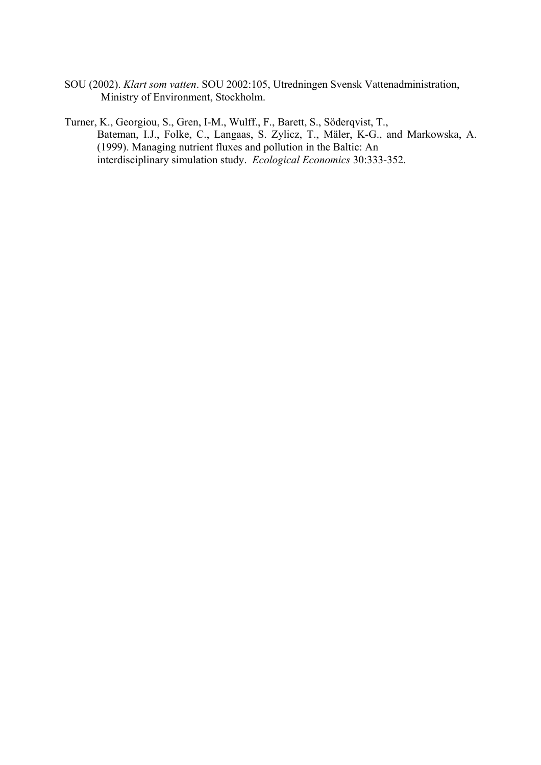SOU (2002). *Klart som vatten*. SOU 2002:105, Utredningen Svensk Vattenadministration, Ministry of Environment, Stockholm.

Turner, K., Georgiou, S., Gren, I-M., Wulff., F., Barett, S., Söderqvist, T., Bateman, I.J., Folke, C., Langaas, S. Zylicz, T., Mäler, K-G., and Markowska, A. (1999). Managing nutrient fluxes and pollution in the Baltic: An interdisciplinary simulation study. *Ecological Economics* 30:333-352.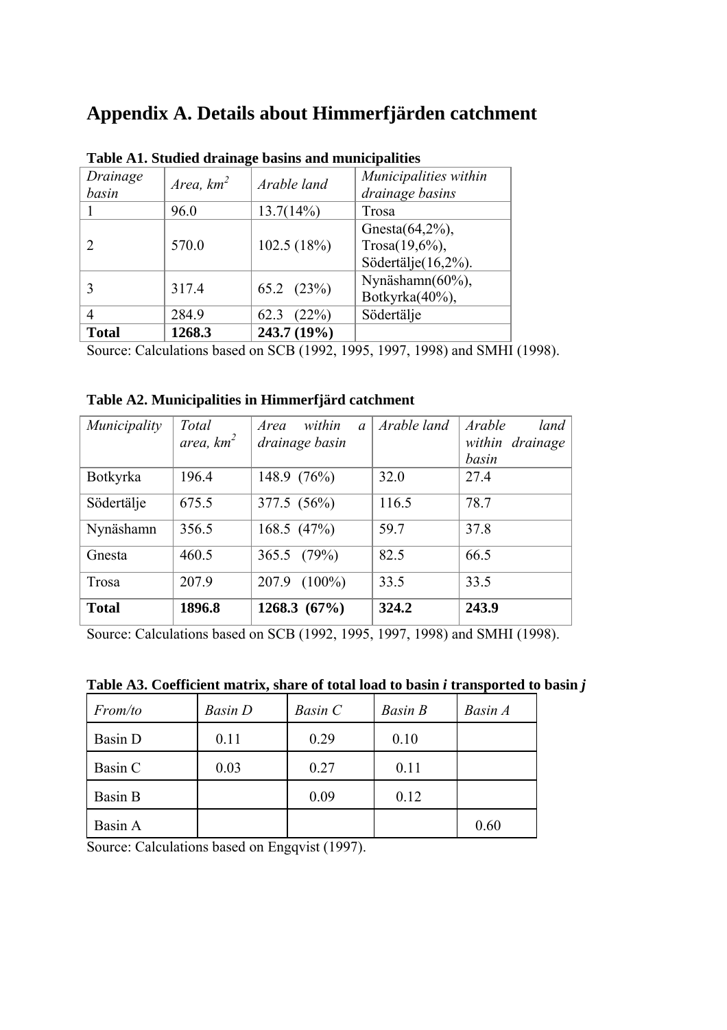# Appendix A. Details about Himmerfjärden catchment

**Table A1. Studied drainage basins and municipalities**

| *Drainage basin* | *Area, km²* | *Arable land* | *Municipalities within drainage basins* |
|---|---|---|---|
| 1 | 96.0 | 13.7(14%) | Trosa |
| 2 | 570.0 | 102.5 (18%) | Gnesta(64,2%), Trosa(19,6%), Södertälje(16,2%). |
| 3 | 317.4 | 65.2 (23%) | Nynäshamn(60%), Botkyrka(40%), |
| 4 | 284.9 | 62.3 (22%) | Södertälje |
| **Total** | **1268.3** | **243.7 (19%)** | |

Source: Calculations based on SCB (1992, 1995, 1997, 1998) and SMHI (1998).

**Table A2. Municipalities in Himmerfjärd catchment**

| *Municipality* | *Total area, km²* | *Area within a drainage basin* | *Arable land* | *Arable land within drainage basin* |
|---|---|---|---|---|
| Botkyrka | 196.4 | 148.9 (76%) | 32.0 | 27.4 |
| Södertälje | 675.5 | 377.5 (56%) | 116.5 | 78.7 |
| Nynäshamn | 356.5 | 168.5 (47%) | 59.7 | 37.8 |
| Gnesta | 460.5 | 365.5 (79%) | 82.5 | 66.5 |
| Trosa | 207.9 | 207.9 (100%) | 33.5 | 33.5 |
| **Total** | **1896.8** | **1268.3 (67%)** | **324.2** | **243.9** |

Source: Calculations based on SCB (1992, 1995, 1997, 1998) and SMHI (1998).

**Table A3. Coefficient matrix, share of total load to basin *i* transported to basin *j***

| *From/to* | *Basin D* | *Basin C* | *Basin B* | *Basin A* |
|---|---|---|---|---|
| Basin D | 0.11 | 0.29 | 0.10 | |
| Basin C | 0.03 | 0.27 | 0.11 | |
| Basin B | | 0.09 | 0.12 | |
| Basin A | | | | 0.60 |

Source: Calculations based on Engqvist (1997).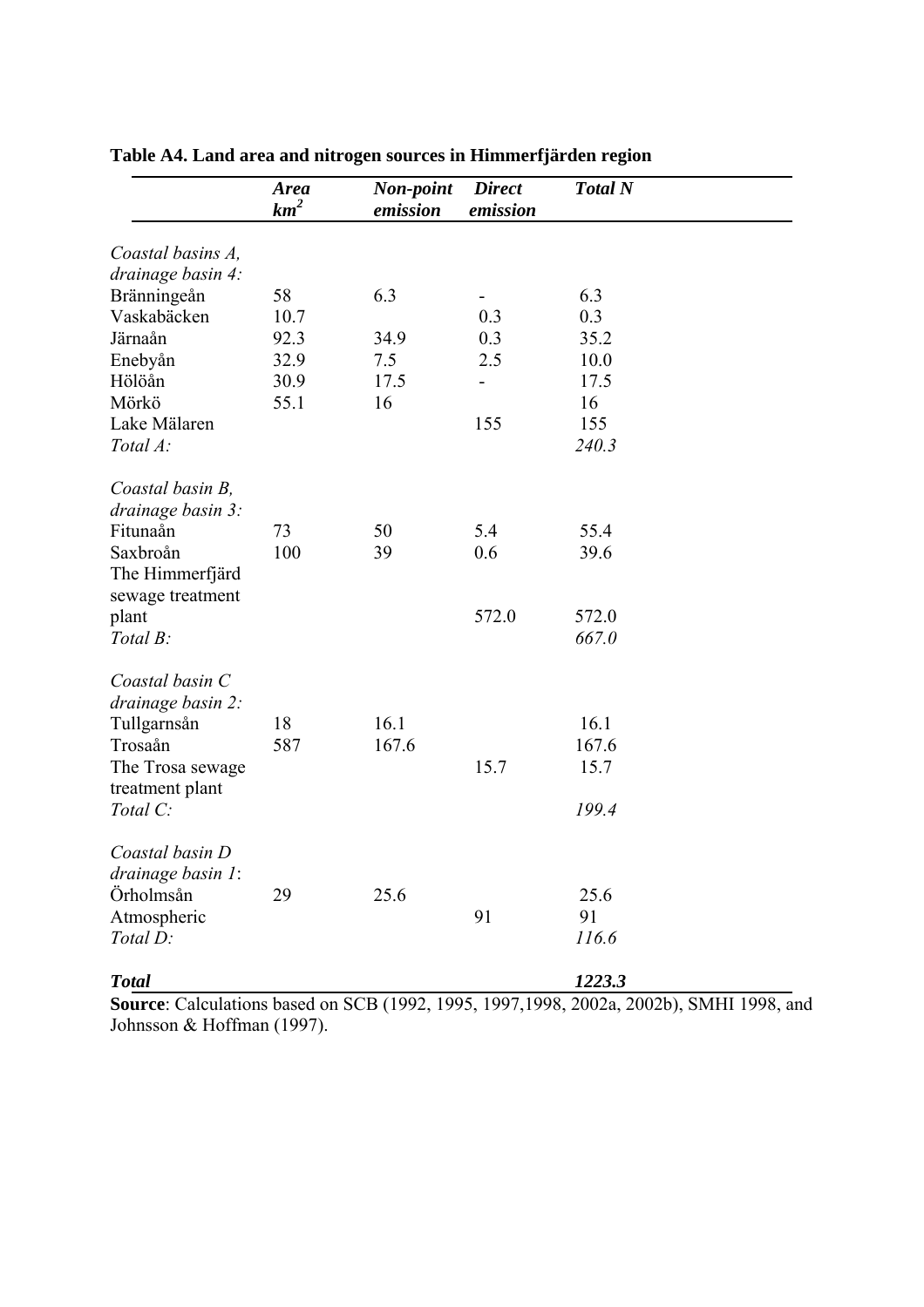**Table A4. Land area and nitrogen sources in Himmerfjärden region**

| | ***Area*** $km^2$ | ***Non-point emission*** | ***Direct emission*** | ***Total N*** |
|---|---|---|---|---|
| *Coastal basins A, drainage basin 4:* | | | | |
| Bränningeån | 58 | 6.3 | - | 6.3 |
| Vaskabäcken | 10.7 | | 0.3 | 0.3 |
| Järnaån | 92.3 | 34.9 | 0.3 | 35.2 |
| Enebyån | 32.9 | 7.5 | 2.5 | 10.0 |
| Hölöån | 30.9 | 17.5 | - | 17.5 |
| Mörkö | 55.1 | 16 | | 16 |
| Lake Mälaren | | | 155 | 155 |
| *Total A:* | | | | *240.3* |
| *Coastal basin B, drainage basin 3:* | | | | |
| Fitunaån | 73 | 50 | 5.4 | 55.4 |
| Saxbroån | 100 | 39 | 0.6 | 39.6 |
| The Himmerfjärd sewage treatment plant | | | 572.0 | 572.0 |
| *Total B:* | | | | *667.0* |
| *Coastal basin C drainage basin 2:* | | | | |
| Tullgarnsån | 18 | 16.1 | | 16.1 |
| Trosaån | 587 | 167.6 | | 167.6 |
| The Trosa sewage treatment plant | | | 15.7 | 15.7 |
| *Total C:* | | | | *199.4* |
| *Coastal basin D drainage basin 1*: | | | | |
| Örholmsån | 29 | 25.6 | | 25.6 |
| Atmospheric | | | 91 | 91 |
| *Total D:* | | | | *116.6* |
| ***Total*** | | | | ***1223.3*** |

**Source**: Calculations based on SCB (1992, 1995, 1997,1998, 2002a, 2002b), SMHI 1998, and Johnsson & Hoffman (1997).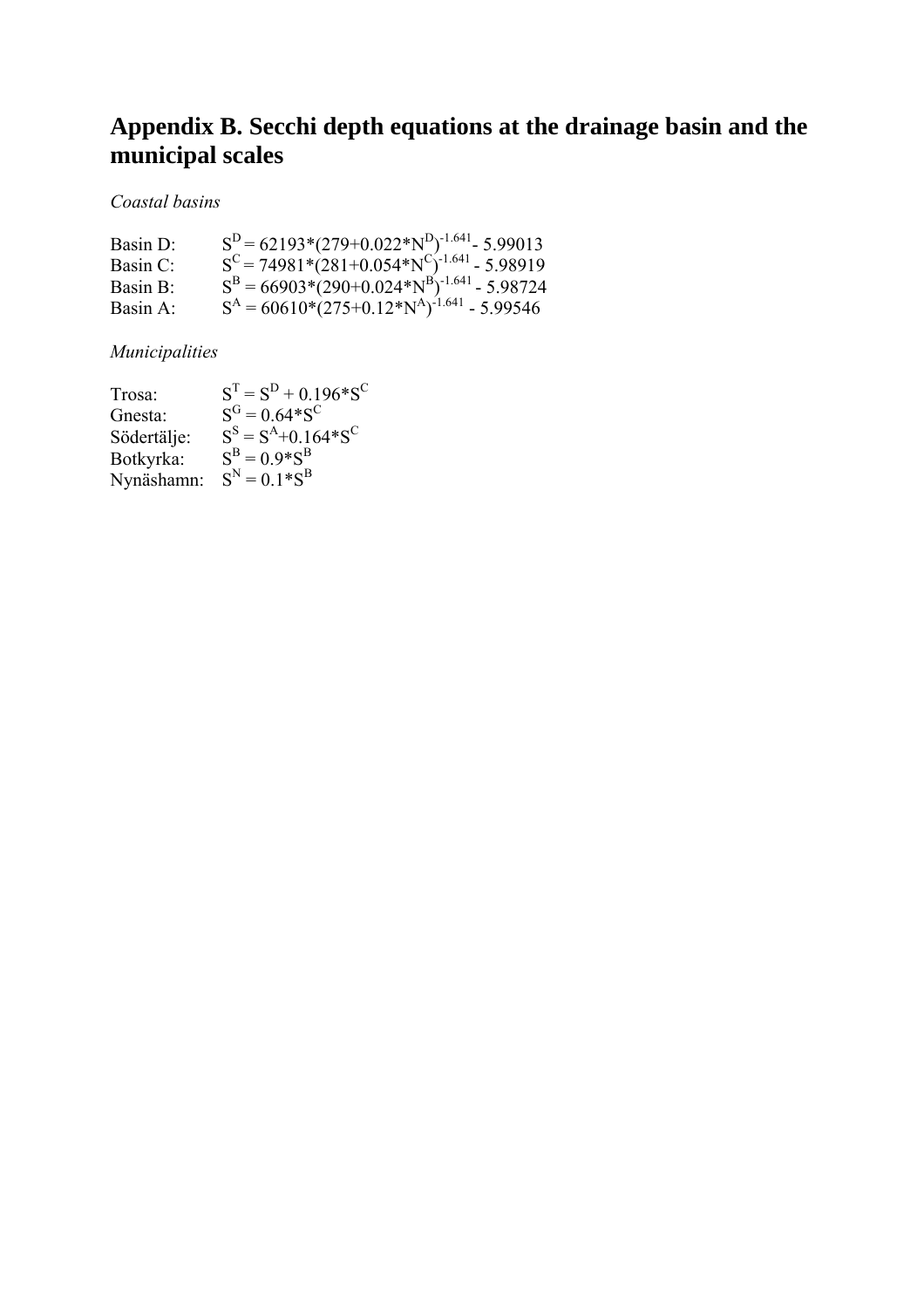# Appendix B. Secchi depth equations at the drainage basin and the municipal scales

*Coastal basins*

Basin D: $S^D = 62193*(279+0.022*N^D)^{-1.641} - 5.99013$

Basin C: $S^C = 74981*(281+0.054*N^C)^{-1.641} - 5.98919$

Basin B: $S^B = 66903*(290+0.024*N^B)^{-1.641} - 5.98724$

Basin A: $S^A = 60610*(275+0.12*N^A)^{-1.641} - 5.99546$

*Municipalities*

Trosa: $S^T = S^D + 0.196*S^C$

Gnesta: $S^G = 0.64*S^C$

Södertälje: $S^S = S^A+0.164*S^C$

Botkyrka: $S^B = 0.9*S^B$

Nynäshamn: $S^N = 0.1*S^B$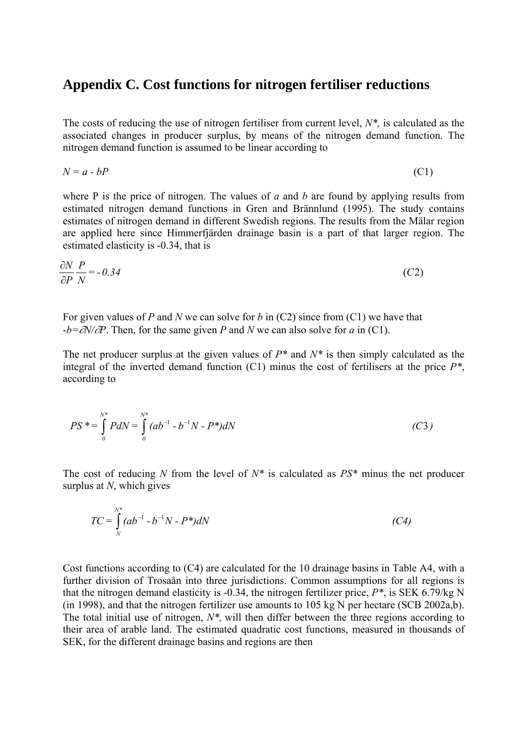## Appendix C. Cost functions for nitrogen fertiliser reductions

The costs of reducing the use of nitrogen fertiliser from current level, $N^*$, is calculated as the associated changes in producer surplus, by means of the nitrogen demand function. The nitrogen demand function is assumed to be linear according to

$$N = a - bP \tag{C1}$$

where P is the price of nitrogen. The values of $a$ and $b$ are found by applying results from estimated nitrogen demand functions in Gren and Brännlund (1995). The study contains estimates of nitrogen demand in different Swedish regions. The results from the Mälar region are applied here since Himmerfjärden drainage basin is a part of that larger region. The estimated elasticity is -0.34, that is

$$\frac{\partial N}{\partial P}\frac{P}{N} = -0.34 \tag{C2}$$

For given values of $P$ and $N$ we can solve for $b$ in (C2) since from (C1) we have that $-b=\partial N/\partial P$. Then, for the same given $P$ and $N$ we can also solve for $a$ in (C1).

The net producer surplus at the given values of $P^*$ and $N^*$ is then simply calculated as the integral of the inverted demand function (C1) minus the cost of fertilisers at the price $P^*$, according to

$$PS^* = \int_0^{N^*} PdN = \int_0^{N^*} (ab^{-1} - b^{-1}N - P^*)dN \tag{C3}$$

The cost of reducing $N$ from the level of $N^*$ is calculated as $PS^*$ minus the net producer surplus at $N$, which gives

$$TC = \int_N^{N^*} (ab^{-1} - b^{-1}N - P^*)dN \tag{C4}$$

Cost functions according to (C4) are calculated for the 10 drainage basins in Table A4, with a further division of Trosaån into three jurisdictions. Common assumptions for all regions is that the nitrogen demand elasticity is -0.34, the nitrogen fertilizer price, $P^*$, is SEK 6.79/kg N (in 1998), and that the nitrogen fertilizer use amounts to 105 kg N per hectare (SCB 2002a,b). The total initial use of nitrogen, $N^*$, will then differ between the three regions according to their area of arable land. The estimated quadratic cost functions, measured in thousands of SEK, for the different drainage basins and regions are then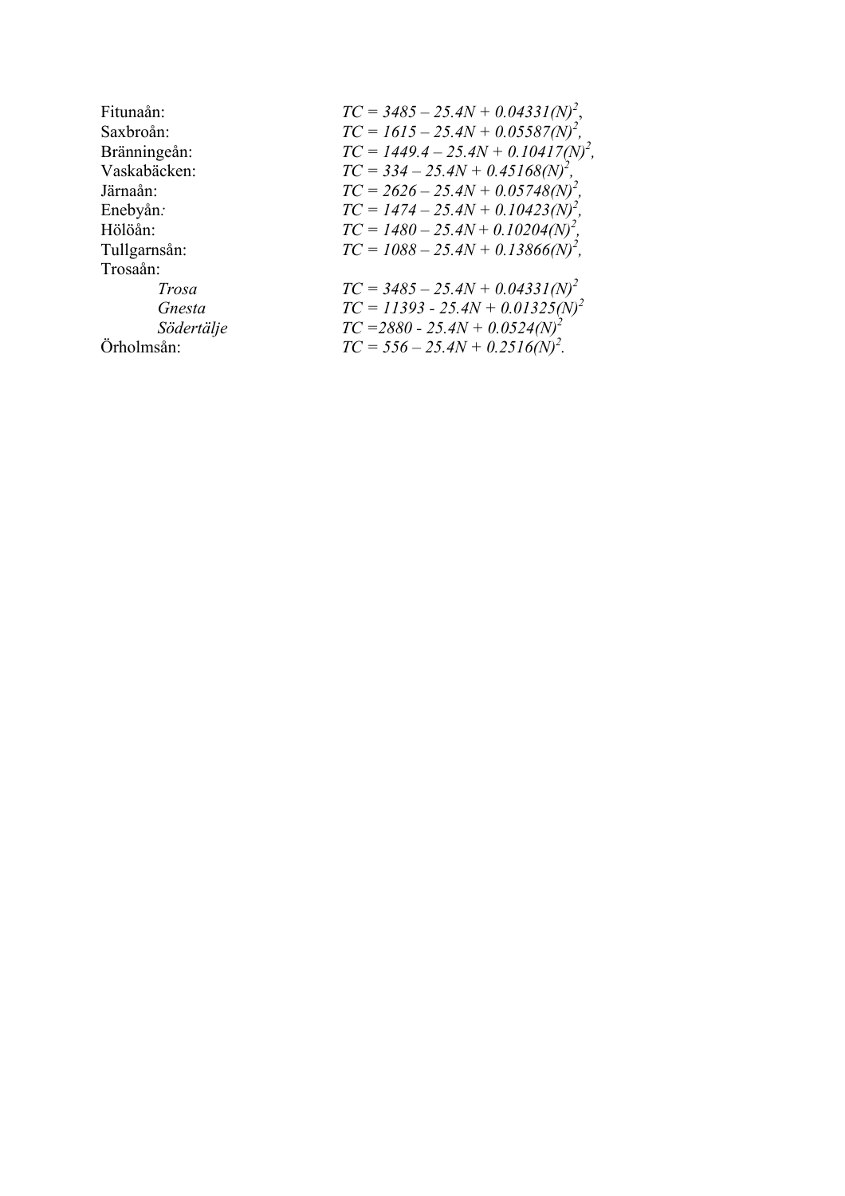Fitunaån: $TC = 3485 – 25.4N + 0.04331(N)^2$,

Saxbroån: $TC = 1615 – 25.4N + 0.05587(N)^2$,

Bränningeån: $TC = 1449.4 – 25.4N + 0.10417(N)^2$,

Vaskabäcken: $TC = 334 – 25.4N + 0.45168(N)^2$,

Järnaån: $TC = 2626 – 25.4N + 0.05748(N)^2$,

Enebyån: $TC = 1474 – 25.4N + 0.10423(N)^2$,

Hölöån: $TC = 1480 – 25.4N + 0.10204(N)^2$,

Tullgarnsån: $TC = 1088 – 25.4N + 0.13866(N)^2$,

Trosaån:

- *Trosa* $TC = 3485 – 25.4N + 0.04331(N)^2$
- *Gnesta* $TC = 11393 - 25.4N + 0.01325(N)^2$
- *Södertälje* $TC = 2880 - 25.4N + 0.0524(N)^2$

Örholmsån: $TC = 556 – 25.4N + 0.2516(N)^2$.